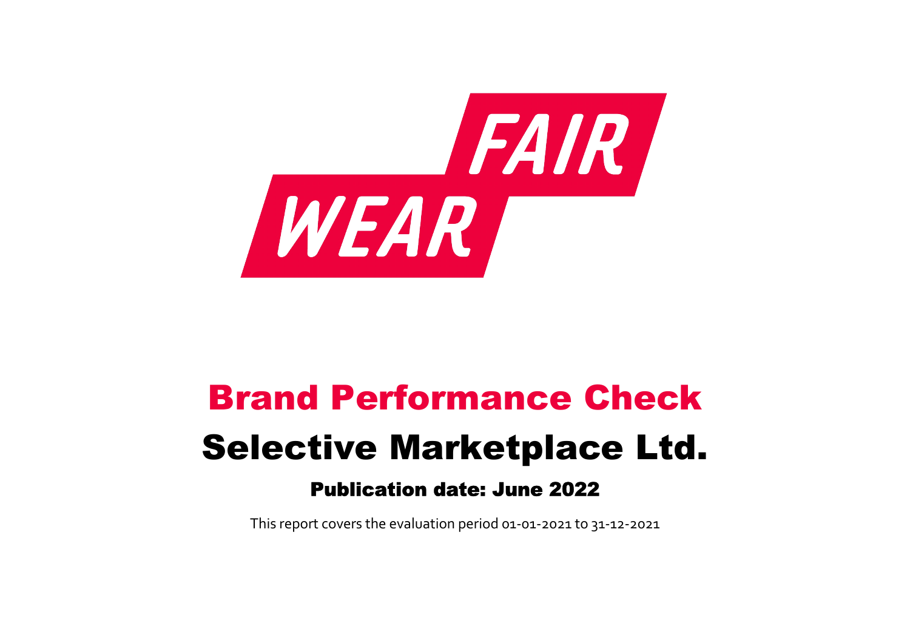FAIR WEAR

# Brand Performance Check

# Selective Marketplace Ltd.

### Publication date: June 2022

This report covers the evaluation period 01-01-2021 to 31-12-2021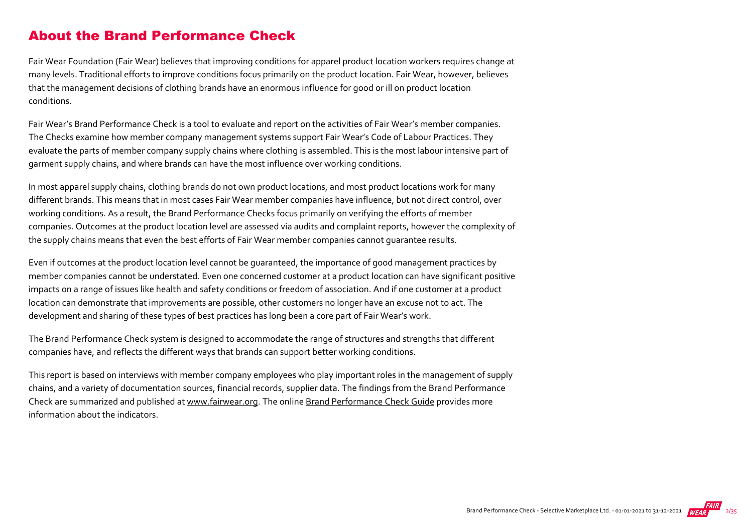## About the Brand Performance Check

Fair Wear Foundation (Fair Wear) believes that improving conditions for apparel product location workers requires change at many levels. Traditional efforts to improve conditions focus primarily on the product location. Fair Wear, however, believes that the management decisions of clothing brands have an enormous influence for good or ill on product location conditions.

Fair Wear's Brand Performance Check is a tool to evaluate and report on the activities of Fair Wear's member companies. The Checks examine how member company management systems support Fair Wear's Code of Labour Practices. They evaluate the parts of member company supply chains where clothing is assembled. This is the most labour intensive part of garment supply chains, and where brands can have the most influence over working conditions.

In most apparel supply chains, clothing brands do not own product locations, and most product locations work for many different brands. This means that in most cases Fair Wear member companies have influence, but not direct control, over working conditions. As a result, the Brand Performance Checks focus primarily on verifying the efforts of member companies. Outcomes at the product location level are assessed via audits and complaint reports, however the complexity of the supply chains means that even the best efforts of Fair Wear member companies cannot guarantee results.

Even if outcomes at the product location level cannot be guaranteed, the importance of good management practices by member companies cannot be understated. Even one concerned customer at a product location can have significant positive impacts on a range of issues like health and safety conditions or freedom of association. And if one customer at a product location can demonstrate that improvements are possible, other customers no longer have an excuse not to act. The development and sharing of these types of best practices has long been a core part of Fair Wear's work.

The Brand Performance Check system is designed to accommodate the range of structures and strengths that different companies have, and reflects the different ways that brands can support better working conditions.

This report is based on interviews with member company employees who play important roles in the management of supply chains, and a variety of documentation sources, financial records, supplier data. The findings from the Brand Performance Check are summarized and published at www.fairwear.org. The online Brand Performance Check Guide provides more information about the indicators.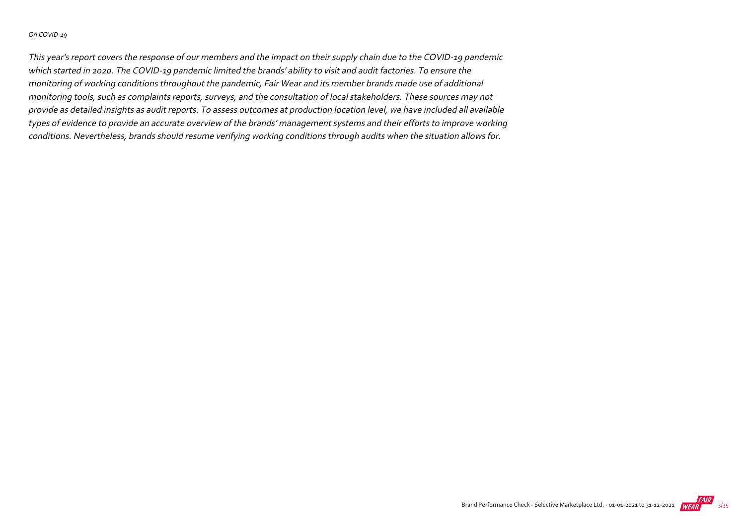*On COVID-19*

*This year's report covers the response of our members and the impact on their supply chain due to the COVID-19 pandemic which started in 2020. The COVID-19 pandemic limited the brands' ability to visit and audit factories. To ensure the monitoring of working conditions throughout the pandemic, Fair Wear and its member brands made use of additional monitoring tools, such as complaints reports, surveys, and the consultation of local stakeholders. These sources may not provide as detailed insights as audit reports. To assess outcomes at production location level, we have included all available types of evidence to provide an accurate overview of the brands' management systems and their efforts to improve working conditions. Nevertheless, brands should resume verifying working conditions through audits when the situation allows for.*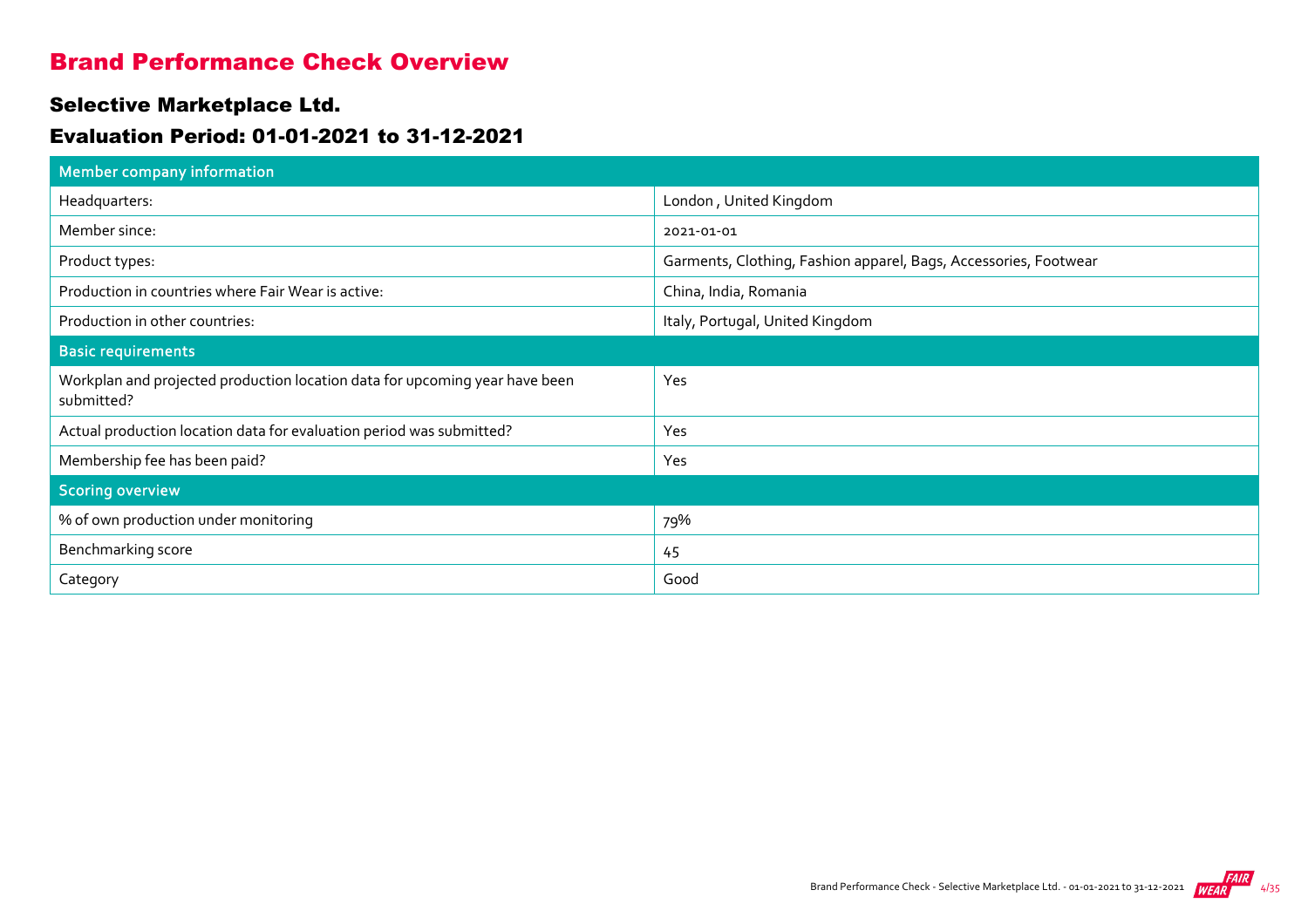# Brand Performance Check Overview

## Selective Marketplace Ltd.

## Evaluation Period: 01-01-2021 to 31-12-2021

| Member company information | |
|---|---|
| Headquarters: | London , United Kingdom |
| Member since: | 2021-01-01 |
| Product types: | Garments, Clothing, Fashion apparel, Bags, Accessories, Footwear |
| Production in countries where Fair Wear is active: | China, India, Romania |
| Production in other countries: | Italy, Portugal, United Kingdom |
| **Basic requirements** | |
| Workplan and projected production location data for upcoming year have been submitted? | Yes |
| Actual production location data for evaluation period was submitted? | Yes |
| Membership fee has been paid? | Yes |
| **Scoring overview** | |
| % of own production under monitoring | 79% |
| Benchmarking score | 45 |
| Category | Good |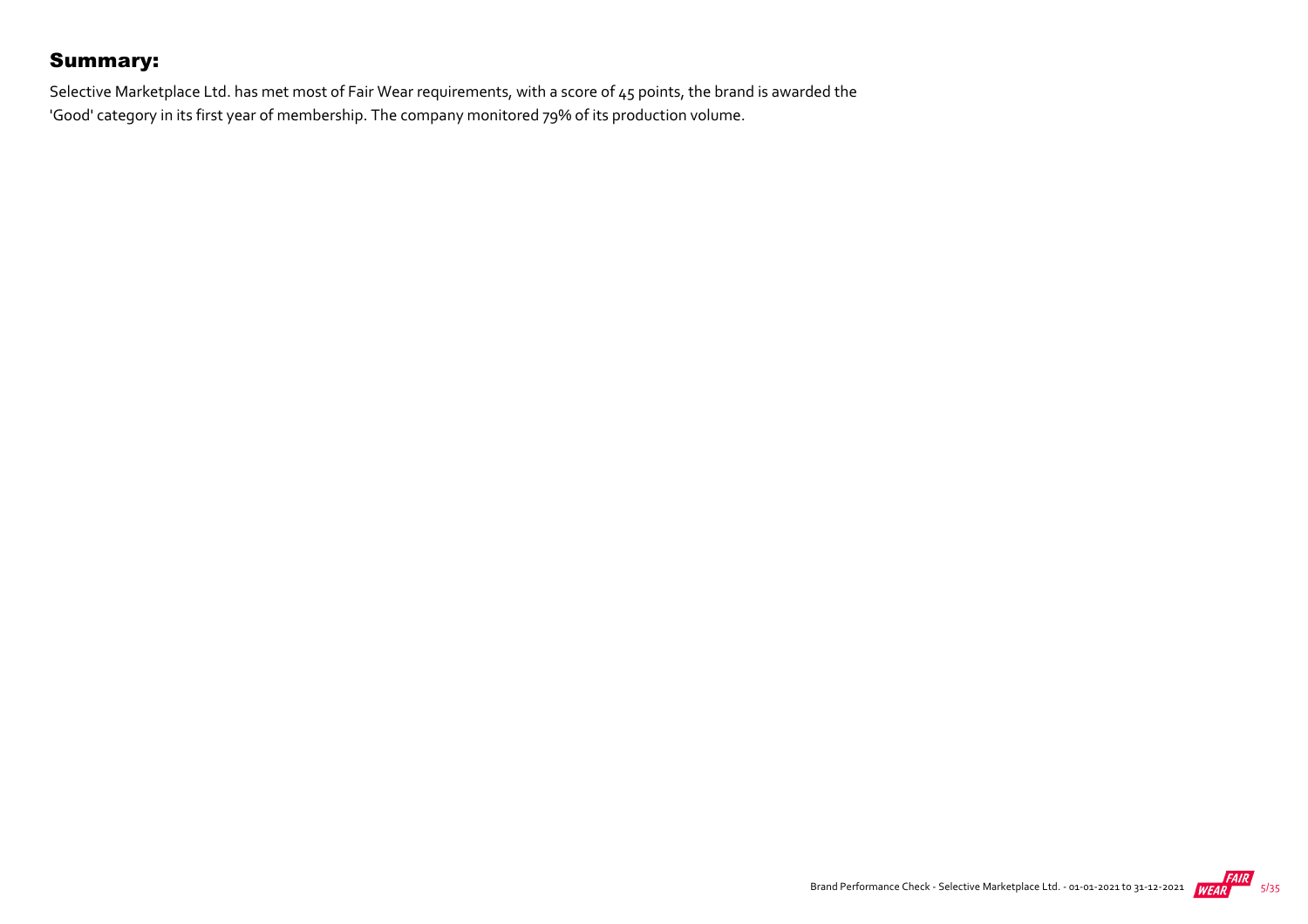## Summary:

Selective Marketplace Ltd. has met most of Fair Wear requirements, with a score of 45 points, the brand is awarded the 'Good' category in its first year of membership. The company monitored 79% of its production volume.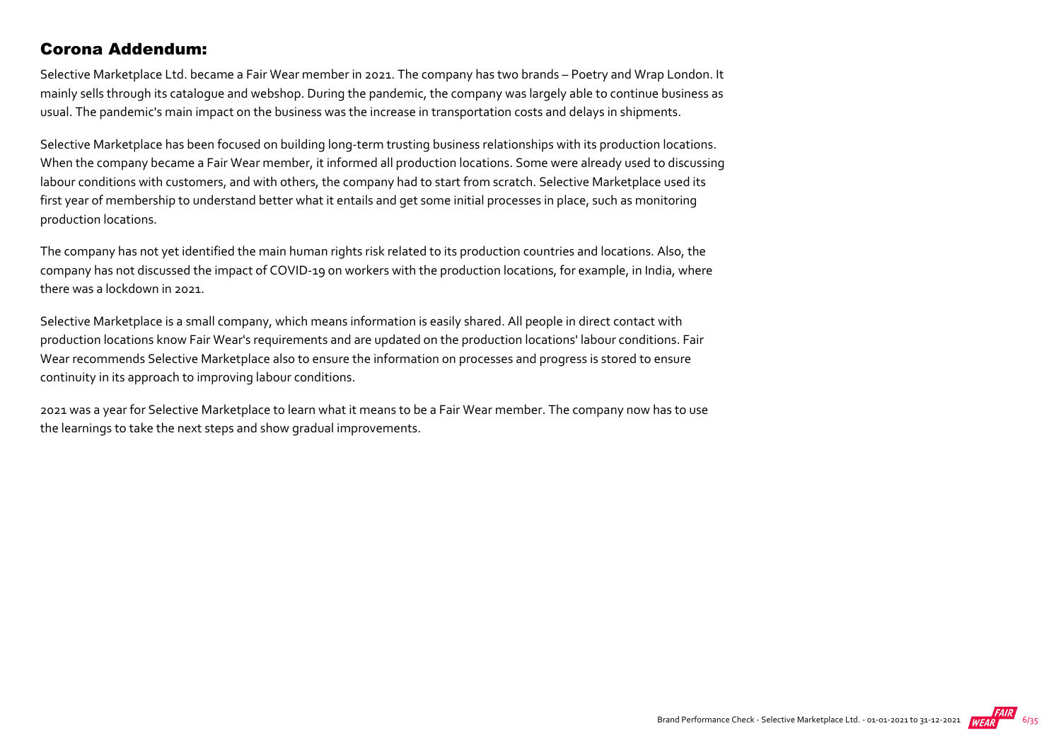## Corona Addendum:

Selective Marketplace Ltd. became a Fair Wear member in 2021. The company has two brands – Poetry and Wrap London. It mainly sells through its catalogue and webshop. During the pandemic, the company was largely able to continue business as usual. The pandemic's main impact on the business was the increase in transportation costs and delays in shipments.

Selective Marketplace has been focused on building long-term trusting business relationships with its production locations. When the company became a Fair Wear member, it informed all production locations. Some were already used to discussing labour conditions with customers, and with others, the company had to start from scratch. Selective Marketplace used its first year of membership to understand better what it entails and get some initial processes in place, such as monitoring production locations.

The company has not yet identified the main human rights risk related to its production countries and locations. Also, the company has not discussed the impact of COVID-19 on workers with the production locations, for example, in India, where there was a lockdown in 2021.

Selective Marketplace is a small company, which means information is easily shared. All people in direct contact with production locations know Fair Wear's requirements and are updated on the production locations' labour conditions. Fair Wear recommends Selective Marketplace also to ensure the information on processes and progress is stored to ensure continuity in its approach to improving labour conditions.

2021 was a year for Selective Marketplace to learn what it means to be a Fair Wear member. The company now has to use the learnings to take the next steps and show gradual improvements.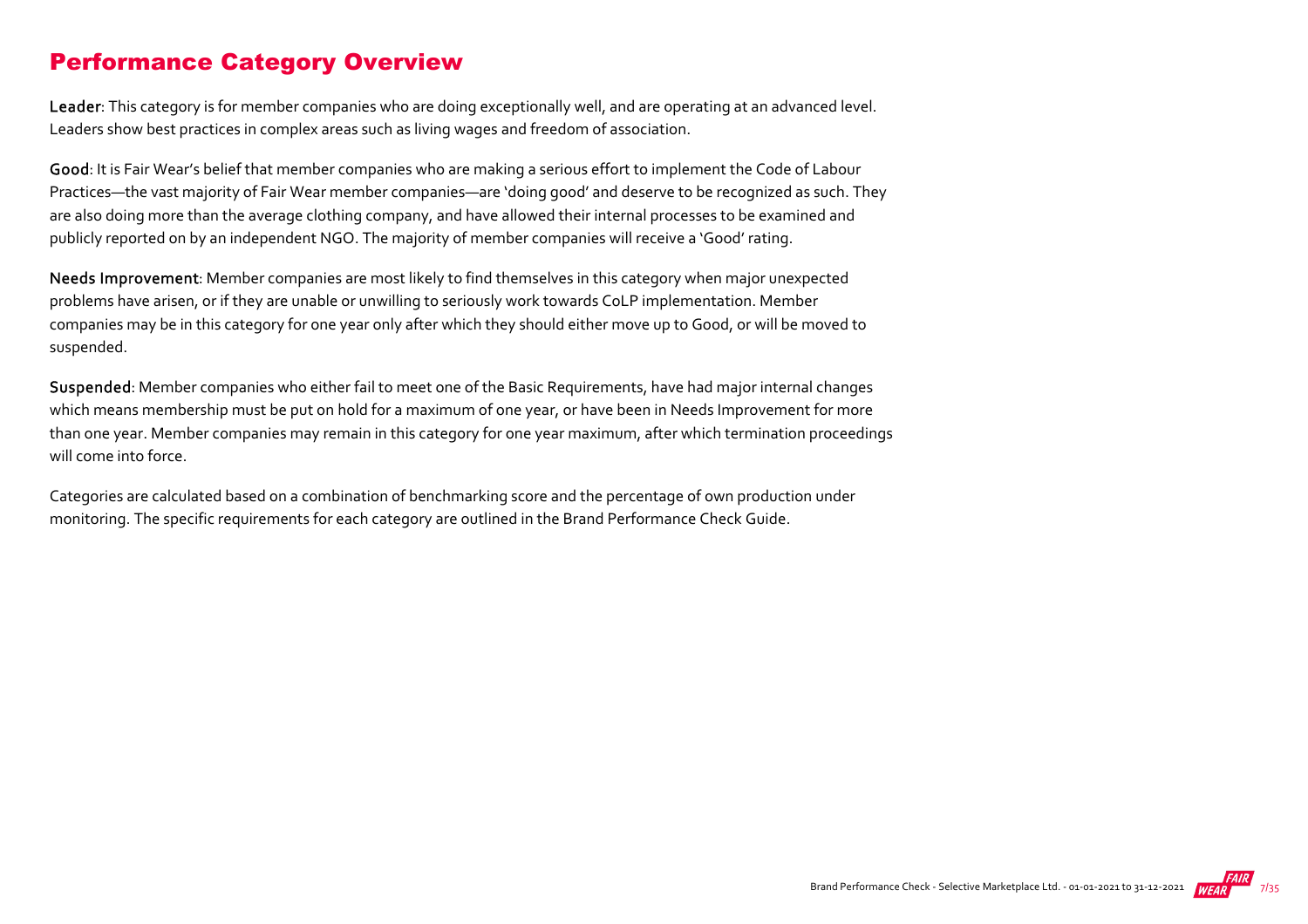## Performance Category Overview

**Leader**: This category is for member companies who are doing exceptionally well, and are operating at an advanced level. Leaders show best practices in complex areas such as living wages and freedom of association.

**Good**: It is Fair Wear's belief that member companies who are making a serious effort to implement the Code of Labour Practices—the vast majority of Fair Wear member companies—are 'doing good' and deserve to be recognized as such. They are also doing more than the average clothing company, and have allowed their internal processes to be examined and publicly reported on by an independent NGO. The majority of member companies will receive a 'Good' rating.

**Needs Improvement**: Member companies are most likely to find themselves in this category when major unexpected problems have arisen, or if they are unable or unwilling to seriously work towards CoLP implementation. Member companies may be in this category for one year only after which they should either move up to Good, or will be moved to suspended.

**Suspended**: Member companies who either fail to meet one of the Basic Requirements, have had major internal changes which means membership must be put on hold for a maximum of one year, or have been in Needs Improvement for more than one year. Member companies may remain in this category for one year maximum, after which termination proceedings will come into force.

Categories are calculated based on a combination of benchmarking score and the percentage of own production under monitoring. The specific requirements for each category are outlined in the Brand Performance Check Guide.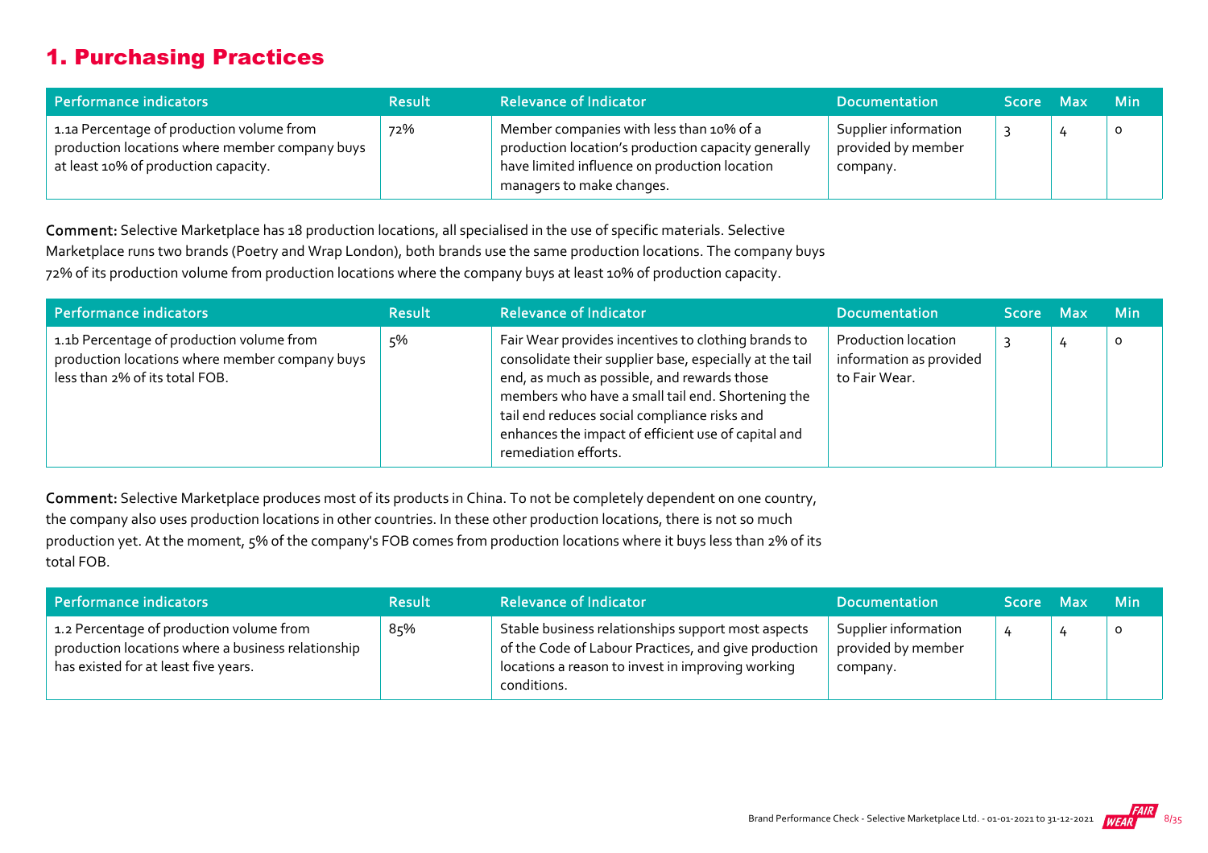# 1. Purchasing Practices

| Performance indicators | Result | Relevance of Indicator | Documentation | Score | Max | Min |
|---|---|---|---|---|---|---|
| 1.1a Percentage of production volume from production locations where member company buys at least 10% of production capacity. | 72% | Member companies with less than 10% of a production location's production capacity generally have limited influence on production location managers to make changes. | Supplier information provided by member company. | 3 | 4 | 0 |

**Comment:** Selective Marketplace has 18 production locations, all specialised in the use of specific materials. Selective Marketplace runs two brands (Poetry and Wrap London), both brands use the same production locations. The company buys 72% of its production volume from production locations where the company buys at least 10% of production capacity.

| Performance indicators | Result | Relevance of Indicator | Documentation | Score | Max | Min |
|---|---|---|---|---|---|---|
| 1.1b Percentage of production volume from production locations where member company buys less than 2% of its total FOB. | 5% | Fair Wear provides incentives to clothing brands to consolidate their supplier base, especially at the tail end, as much as possible, and rewards those members who have a small tail end. Shortening the tail end reduces social compliance risks and enhances the impact of efficient use of capital and remediation efforts. | Production location information as provided to Fair Wear. | 3 | 4 | 0 |

**Comment:** Selective Marketplace produces most of its products in China. To not be completely dependent on one country, the company also uses production locations in other countries. In these other production locations, there is not so much production yet. At the moment, 5% of the company's FOB comes from production locations where it buys less than 2% of its total FOB.

| Performance indicators | Result | Relevance of Indicator | Documentation | Score | Max | Min |
|---|---|---|---|---|---|---|
| 1.2 Percentage of production volume from production locations where a business relationship has existed for at least five years. | 85% | Stable business relationships support most aspects of the Code of Labour Practices, and give production locations a reason to invest in improving working conditions. | Supplier information provided by member company. | 4 | 4 | 0 |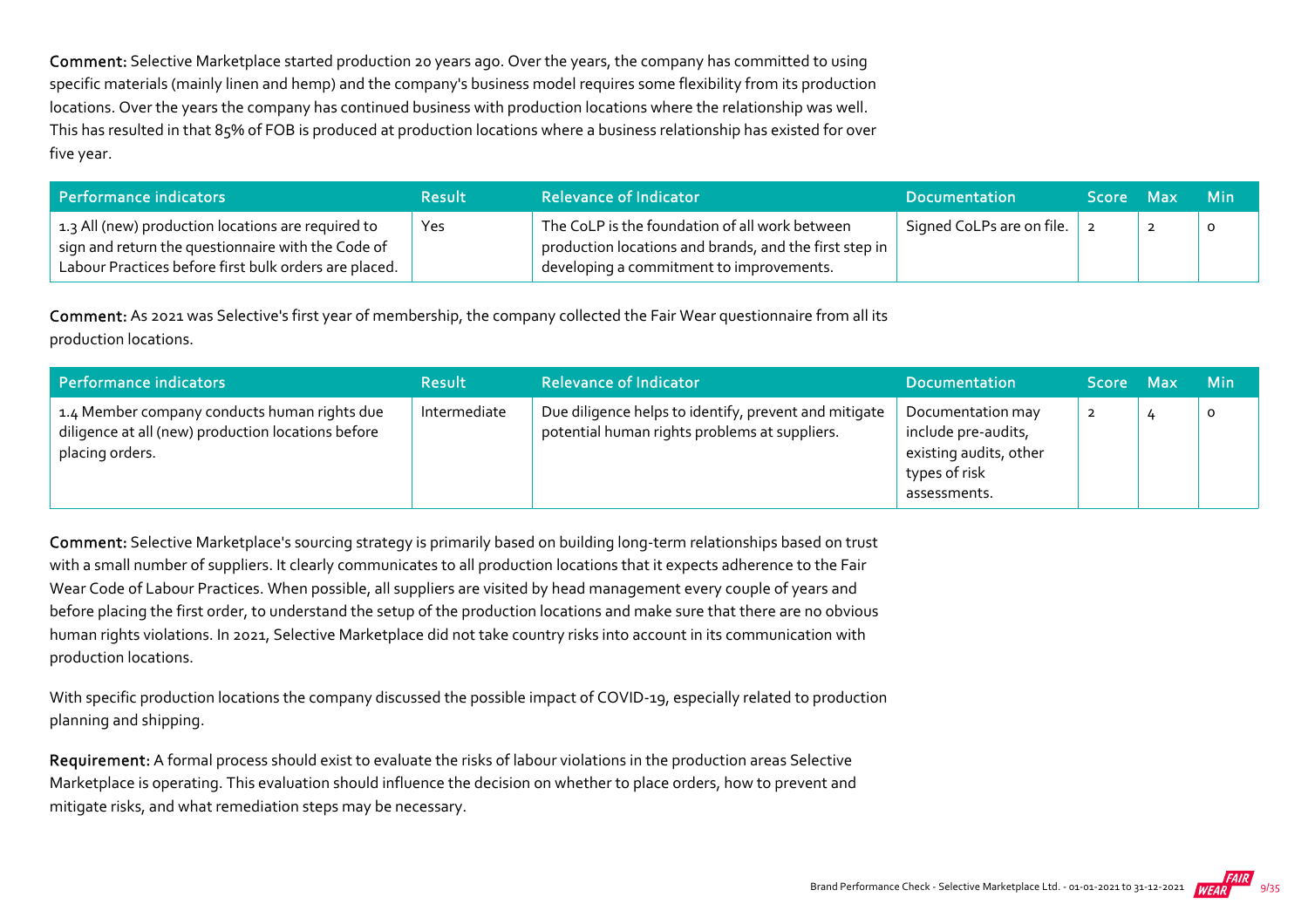**Comment:** Selective Marketplace started production 20 years ago. Over the years, the company has committed to using specific materials (mainly linen and hemp) and the company's business model requires some flexibility from its production locations. Over the years the company has continued business with production locations where the relationship was well. This has resulted in that 85% of FOB is produced at production locations where a business relationship has existed for over five year.

| Performance indicators | Result | Relevance of Indicator | Documentation | Score | Max | Min |
| --- | --- | --- | --- | --- | --- | --- |
| 1.3 All (new) production locations are required to sign and return the questionnaire with the Code of Labour Practices before first bulk orders are placed. | Yes | The CoLP is the foundation of all work between production locations and brands, and the first step in developing a commitment to improvements. | Signed CoLPs are on file. | 2 | 2 | 0 |

**Comment:** As 2021 was Selective's first year of membership, the company collected the Fair Wear questionnaire from all its production locations.

| Performance indicators | Result | Relevance of Indicator | Documentation | Score | Max | Min |
| --- | --- | --- | --- | --- | --- | --- |
| 1.4 Member company conducts human rights due diligence at all (new) production locations before placing orders. | Intermediate | Due diligence helps to identify, prevent and mitigate potential human rights problems at suppliers. | Documentation may include pre-audits, existing audits, other types of risk assessments. | 2 | 4 | 0 |

**Comment:** Selective Marketplace's sourcing strategy is primarily based on building long-term relationships based on trust with a small number of suppliers. It clearly communicates to all production locations that it expects adherence to the Fair Wear Code of Labour Practices. When possible, all suppliers are visited by head management every couple of years and before placing the first order, to understand the setup of the production locations and make sure that there are no obvious human rights violations. In 2021, Selective Marketplace did not take country risks into account in its communication with production locations.

With specific production locations the company discussed the possible impact of COVID-19, especially related to production planning and shipping.

**Requirement:** A formal process should exist to evaluate the risks of labour violations in the production areas Selective Marketplace is operating. This evaluation should influence the decision on whether to place orders, how to prevent and mitigate risks, and what remediation steps may be necessary.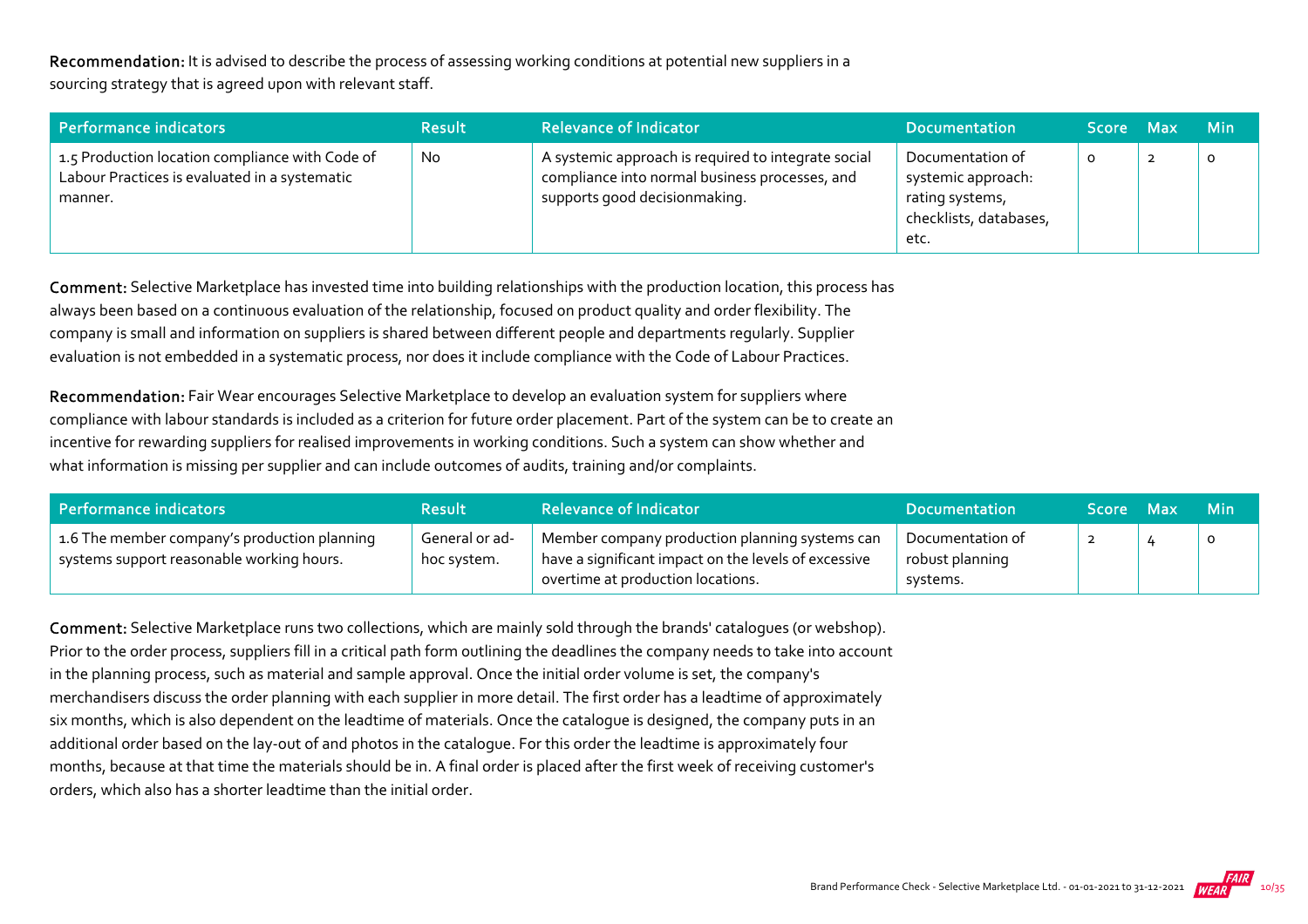**Recommendation:** It is advised to describe the process of assessing working conditions at potential new suppliers in a sourcing strategy that is agreed upon with relevant staff.

| Performance indicators | Result | Relevance of Indicator | Documentation | Score | Max | Min |
|---|---|---|---|---|---|---|
| 1.5 Production location compliance with Code of Labour Practices is evaluated in a systematic manner. | No | A systemic approach is required to integrate social compliance into normal business processes, and supports good decisionmaking. | Documentation of systemic approach: rating systems, checklists, databases, etc. | 0 | 2 | 0 |

**Comment:** Selective Marketplace has invested time into building relationships with the production location, this process has always been based on a continuous evaluation of the relationship, focused on product quality and order flexibility. The company is small and information on suppliers is shared between different people and departments regularly. Supplier evaluation is not embedded in a systematic process, nor does it include compliance with the Code of Labour Practices.

**Recommendation:** Fair Wear encourages Selective Marketplace to develop an evaluation system for suppliers where compliance with labour standards is included as a criterion for future order placement. Part of the system can be to create an incentive for rewarding suppliers for realised improvements in working conditions. Such a system can show whether and what information is missing per supplier and can include outcomes of audits, training and/or complaints.

| Performance indicators | Result | Relevance of Indicator | Documentation | Score | Max | Min |
|---|---|---|---|---|---|---|
| 1.6 The member company's production planning systems support reasonable working hours. | General or ad-hoc system. | Member company production planning systems can have a significant impact on the levels of excessive overtime at production locations. | Documentation of robust planning systems. | 2 | 4 | 0 |

**Comment:** Selective Marketplace runs two collections, which are mainly sold through the brands' catalogues (or webshop). Prior to the order process, suppliers fill in a critical path form outlining the deadlines the company needs to take into account in the planning process, such as material and sample approval. Once the initial order volume is set, the company's merchandisers discuss the order planning with each supplier in more detail. The first order has a leadtime of approximately six months, which is also dependent on the leadtime of materials. Once the catalogue is designed, the company puts in an additional order based on the lay-out of and photos in the catalogue. For this order the leadtime is approximately four months, because at that time the materials should be in. A final order is placed after the first week of receiving customer's orders, which also has a shorter leadtime than the initial order.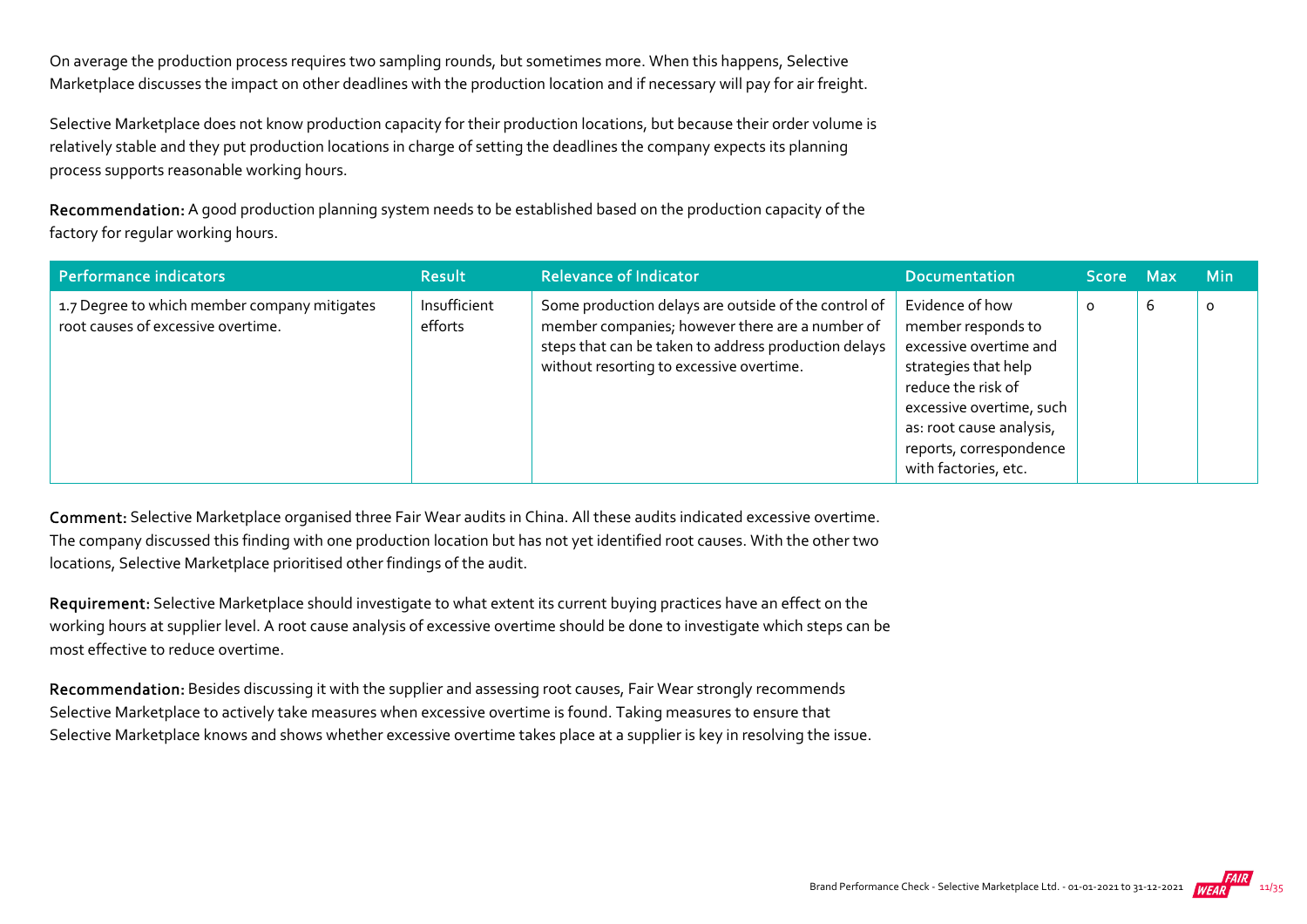On average the production process requires two sampling rounds, but sometimes more. When this happens, Selective Marketplace discusses the impact on other deadlines with the production location and if necessary will pay for air freight.

Selective Marketplace does not know production capacity for their production locations, but because their order volume is relatively stable and they put production locations in charge of setting the deadlines the company expects its planning process supports reasonable working hours.

**Recommendation:** A good production planning system needs to be established based on the production capacity of the factory for regular working hours.

| Performance indicators | Result | Relevance of Indicator | Documentation | Score | Max | Min |
|---|---|---|---|---|---|---|
| 1.7 Degree to which member company mitigates root causes of excessive overtime. | Insufficient efforts | Some production delays are outside of the control of member companies; however there are a number of steps that can be taken to address production delays without resorting to excessive overtime. | Evidence of how member responds to excessive overtime and strategies that help reduce the risk of excessive overtime, such as: root cause analysis, reports, correspondence with factories, etc. | 0 | 6 | 0 |

**Comment:** Selective Marketplace organised three Fair Wear audits in China. All these audits indicated excessive overtime. The company discussed this finding with one production location but has not yet identified root causes. With the other two locations, Selective Marketplace prioritised other findings of the audit.

**Requirement:** Selective Marketplace should investigate to what extent its current buying practices have an effect on the working hours at supplier level. A root cause analysis of excessive overtime should be done to investigate which steps can be most effective to reduce overtime.

**Recommendation:** Besides discussing it with the supplier and assessing root causes, Fair Wear strongly recommends Selective Marketplace to actively take measures when excessive overtime is found. Taking measures to ensure that Selective Marketplace knows and shows whether excessive overtime takes place at a supplier is key in resolving the issue.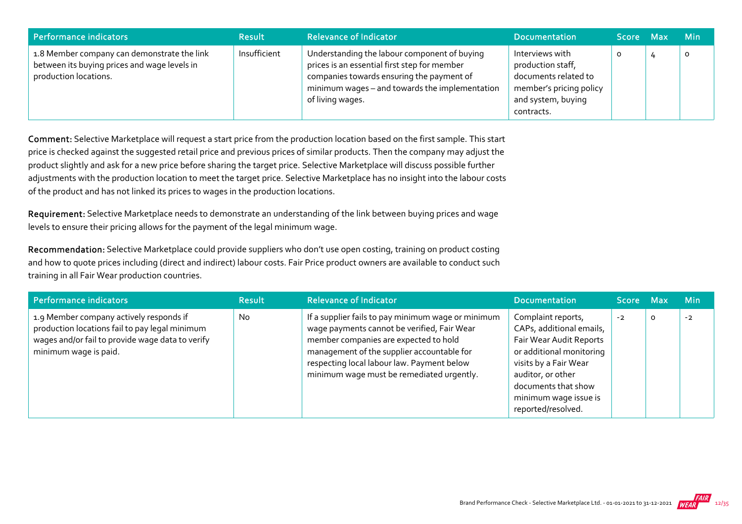| Performance indicators | Result | Relevance of Indicator | Documentation | Score | Max | Min |
|---|---|---|---|---|---|---|
| 1.8 Member company can demonstrate the link between its buying prices and wage levels in production locations. | Insufficient | Understanding the labour component of buying prices is an essential first step for member companies towards ensuring the payment of minimum wages – and towards the implementation of living wages. | Interviews with production staff, documents related to member's pricing policy and system, buying contracts. | 0 | 4 | 0 |

**Comment:** Selective Marketplace will request a start price from the production location based on the first sample. This start price is checked against the suggested retail price and previous prices of similar products. Then the company may adjust the product slightly and ask for a new price before sharing the target price. Selective Marketplace will discuss possible further adjustments with the production location to meet the target price. Selective Marketplace has no insight into the labour costs of the product and has not linked its prices to wages in the production locations.

**Requirement:** Selective Marketplace needs to demonstrate an understanding of the link between buying prices and wage levels to ensure their pricing allows for the payment of the legal minimum wage.

**Recommendation:** Selective Marketplace could provide suppliers who don't use open costing, training on product costing and how to quote prices including (direct and indirect) labour costs. Fair Price product owners are available to conduct such training in all Fair Wear production countries.

| Performance indicators | Result | Relevance of Indicator | Documentation | Score | Max | Min |
|---|---|---|---|---|---|---|
| 1.9 Member company actively responds if production locations fail to pay legal minimum wages and/or fail to provide wage data to verify minimum wage is paid. | No | If a supplier fails to pay minimum wage or minimum wage payments cannot be verified, Fair Wear member companies are expected to hold management of the supplier accountable for respecting local labour law. Payment below minimum wage must be remediated urgently. | Complaint reports, CAPs, additional emails, Fair Wear Audit Reports or additional monitoring visits by a Fair Wear auditor, or other documents that show minimum wage issue is reported/resolved. | -2 | 0 | -2 |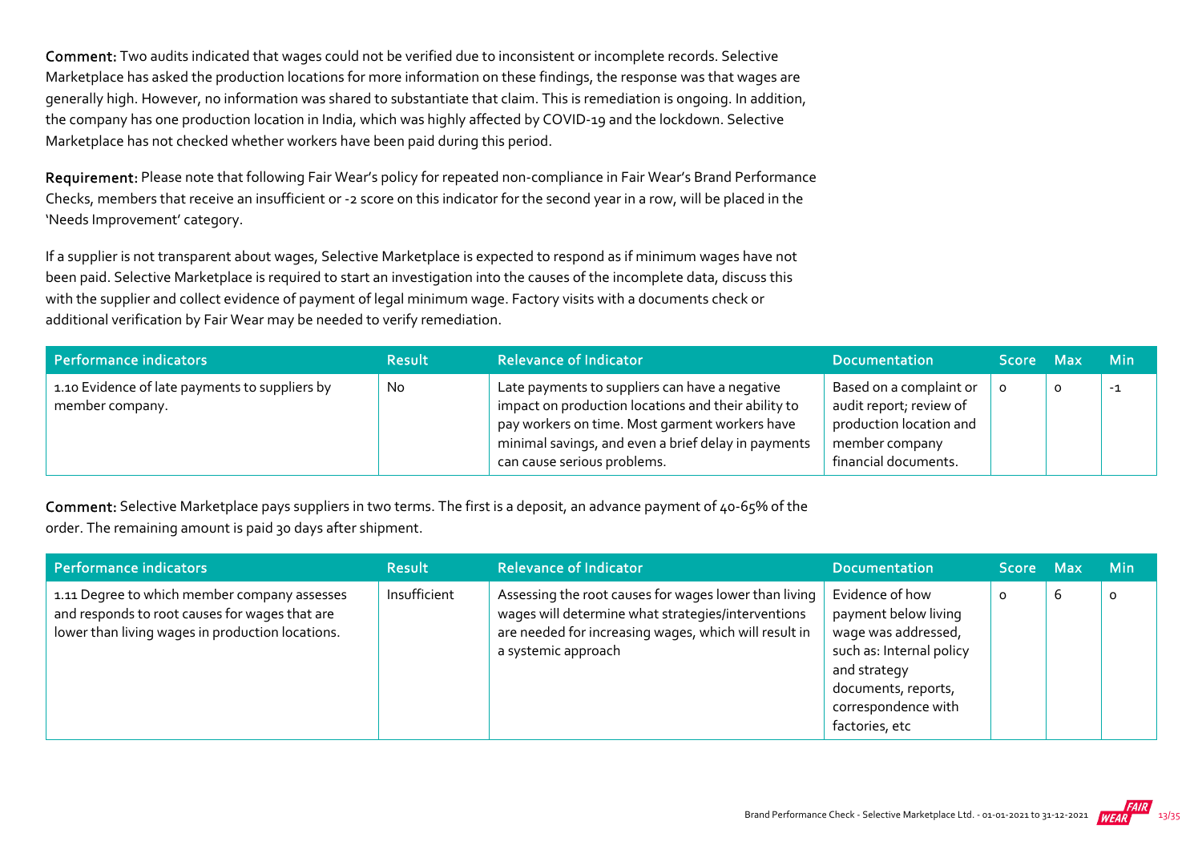**Comment:** Two audits indicated that wages could not be verified due to inconsistent or incomplete records. Selective Marketplace has asked the production locations for more information on these findings, the response was that wages are generally high. However, no information was shared to substantiate that claim. This is remediation is ongoing. In addition, the company has one production location in India, which was highly affected by COVID-19 and the lockdown. Selective Marketplace has not checked whether workers have been paid during this period.

**Requirement:** Please note that following Fair Wear's policy for repeated non-compliance in Fair Wear's Brand Performance Checks, members that receive an insufficient or -2 score on this indicator for the second year in a row, will be placed in the 'Needs Improvement' category.

If a supplier is not transparent about wages, Selective Marketplace is expected to respond as if minimum wages have not been paid. Selective Marketplace is required to start an investigation into the causes of the incomplete data, discuss this with the supplier and collect evidence of payment of legal minimum wage. Factory visits with a documents check or additional verification by Fair Wear may be needed to verify remediation.

| Performance indicators | Result | Relevance of Indicator | Documentation | Score | Max | Min |
|---|---|---|---|---|---|---|
| 1.10 Evidence of late payments to suppliers by member company. | No | Late payments to suppliers can have a negative impact on production locations and their ability to pay workers on time. Most garment workers have minimal savings, and even a brief delay in payments can cause serious problems. | Based on a complaint or audit report; review of production location and member company financial documents. | 0 | 0 | -1 |

**Comment:** Selective Marketplace pays suppliers in two terms. The first is a deposit, an advance payment of 40-65% of the order. The remaining amount is paid 30 days after shipment.

| Performance indicators | Result | Relevance of Indicator | Documentation | Score | Max | Min |
|---|---|---|---|---|---|---|
| 1.11 Degree to which member company assesses and responds to root causes for wages that are lower than living wages in production locations. | Insufficient | Assessing the root causes for wages lower than living wages will determine what strategies/interventions are needed for increasing wages, which will result in a systemic approach | Evidence of how payment below living wage was addressed, such as: Internal policy and strategy documents, reports, correspondence with factories, etc | 0 | 6 | 0 |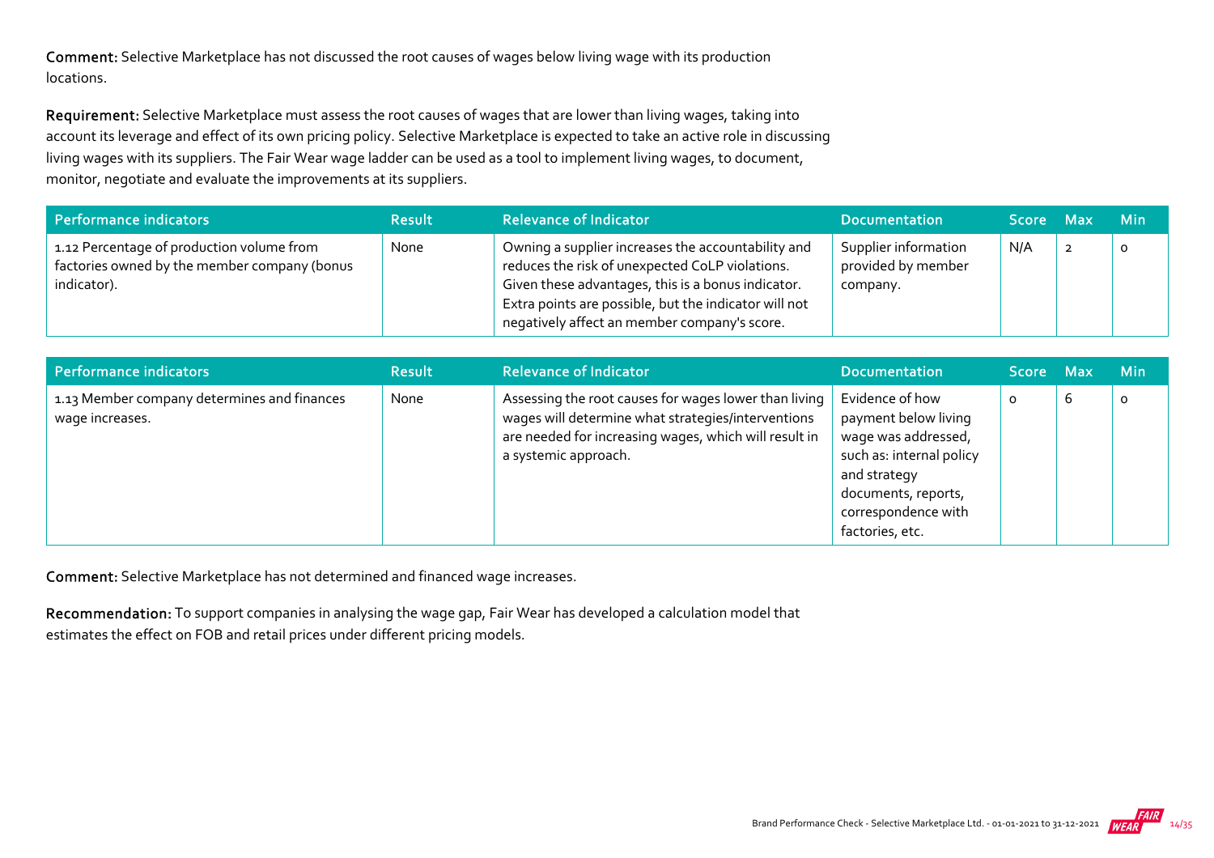**Comment:** Selective Marketplace has not discussed the root causes of wages below living wage with its production locations.

**Requirement:** Selective Marketplace must assess the root causes of wages that are lower than living wages, taking into account its leverage and effect of its own pricing policy. Selective Marketplace is expected to take an active role in discussing living wages with its suppliers. The Fair Wear wage ladder can be used as a tool to implement living wages, to document, monitor, negotiate and evaluate the improvements at its suppliers.

| Performance indicators | Result | Relevance of Indicator | Documentation | Score | Max | Min |
|---|---|---|---|---|---|---|
| 1.12 Percentage of production volume from factories owned by the member company (bonus indicator). | None | Owning a supplier increases the accountability and reduces the risk of unexpected CoLP violations. Given these advantages, this is a bonus indicator. Extra points are possible, but the indicator will not negatively affect an member company's score. | Supplier information provided by member company. | N/A | 2 | 0 |

| Performance indicators | Result | Relevance of Indicator | Documentation | Score | Max | Min |
|---|---|---|---|---|---|---|
| 1.13 Member company determines and finances wage increases. | None | Assessing the root causes for wages lower than living wages will determine what strategies/interventions are needed for increasing wages, which will result in a systemic approach. | Evidence of how payment below living wage was addressed, such as: internal policy and strategy documents, reports, correspondence with factories, etc. | 0 | 6 | 0 |

**Comment:** Selective Marketplace has not determined and financed wage increases.

**Recommendation:** To support companies in analysing the wage gap, Fair Wear has developed a calculation model that estimates the effect on FOB and retail prices under different pricing models.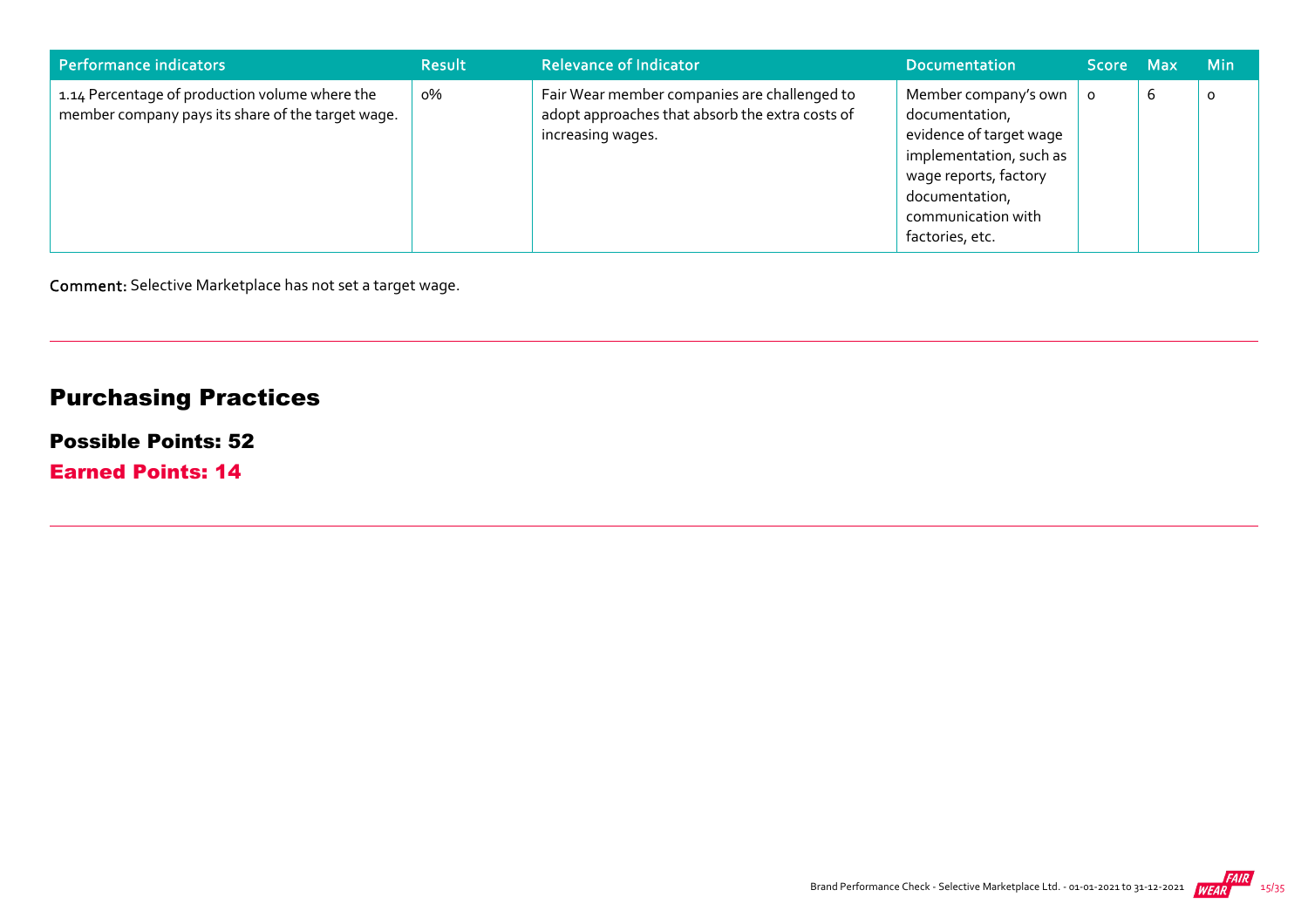| Performance indicators | Result | Relevance of Indicator | Documentation | Score | Max | Min |
|---|---|---|---|---|---|---|
| 1.14 Percentage of production volume where the member company pays its share of the target wage. | 0% | Fair Wear member companies are challenged to adopt approaches that absorb the extra costs of increasing wages. | Member company's own documentation, evidence of target wage implementation, such as wage reports, factory documentation, communication with factories, etc. | 0 | 6 | 0 |

**Comment:** Selective Marketplace has not set a target wage.

---

## Purchasing Practices

### Possible Points: 52

### Earned Points: 14

---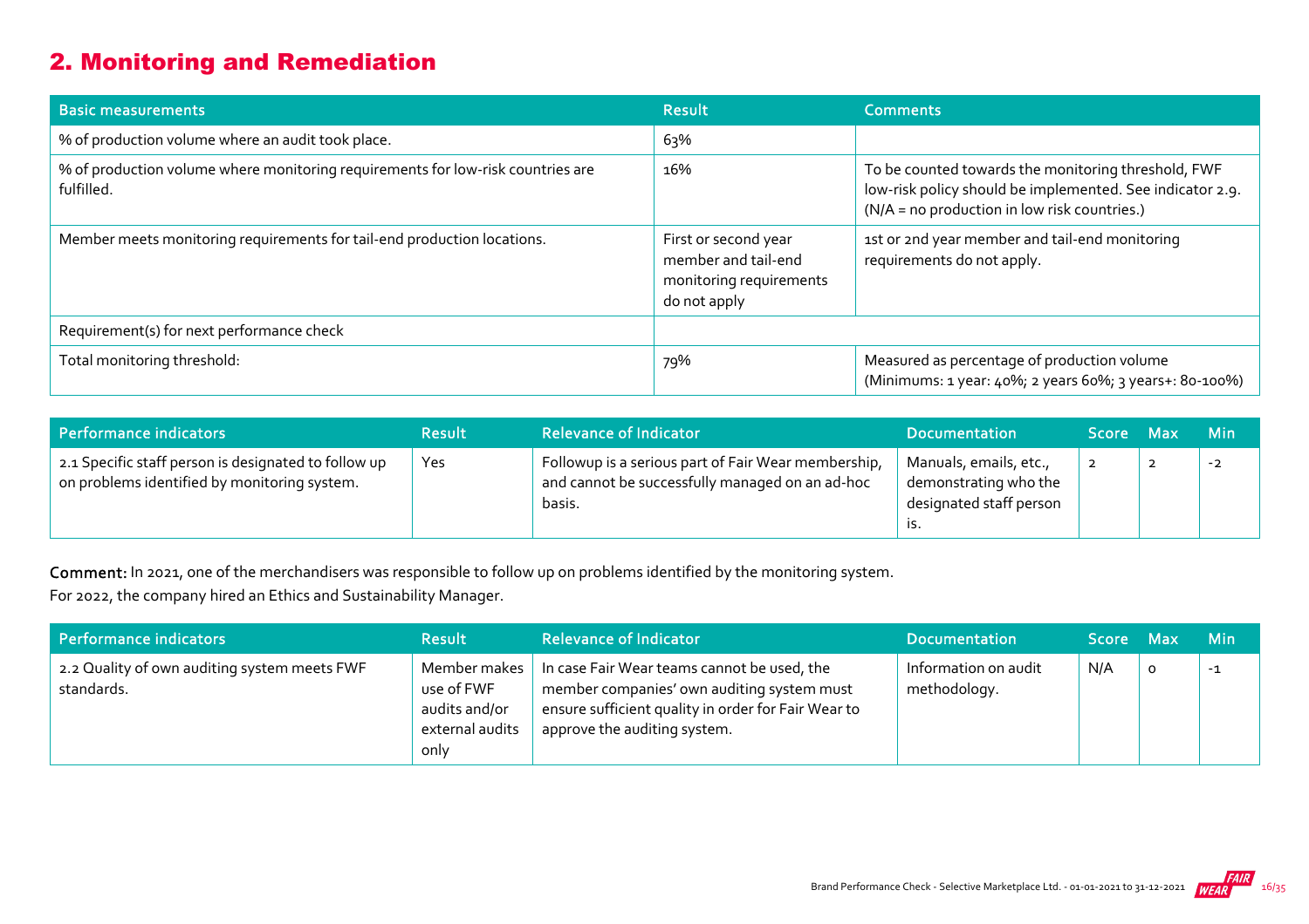## 2. Monitoring and Remediation

| Basic measurements | Result | Comments |
|---|---|---|
| % of production volume where an audit took place. | 63% | |
| % of production volume where monitoring requirements for low-risk countries are fulfilled. | 16% | To be counted towards the monitoring threshold, FWF low-risk policy should be implemented. See indicator 2.9. (N/A = no production in low risk countries.) |
| Member meets monitoring requirements for tail-end production locations. | First or second year member and tail-end monitoring requirements do not apply | 1st or 2nd year member and tail-end monitoring requirements do not apply. |
| Requirement(s) for next performance check | | |
| Total monitoring threshold: | 79% | Measured as percentage of production volume (Minimums: 1 year: 40%; 2 years 60%; 3 years+: 80-100%) |

| Performance indicators | Result | Relevance of Indicator | Documentation | Score | Max | Min |
|---|---|---|---|---|---|---|
| 2.1 Specific staff person is designated to follow up on problems identified by monitoring system. | Yes | Followup is a serious part of Fair Wear membership, and cannot be successfully managed on an ad-hoc basis. | Manuals, emails, etc., demonstrating who the designated staff person is. | 2 | 2 | -2 |

**Comment:** In 2021, one of the merchandisers was responsible to follow up on problems identified by the monitoring system.
For 2022, the company hired an Ethics and Sustainability Manager.

| Performance indicators | Result | Relevance of Indicator | Documentation | Score | Max | Min |
|---|---|---|---|---|---|---|
| 2.2 Quality of own auditing system meets FWF standards. | Member makes use of FWF audits and/or external audits only | In case Fair Wear teams cannot be used, the member companies' own auditing system must ensure sufficient quality in order for Fair Wear to approve the auditing system. | Information on audit methodology. | N/A | 0 | -1 |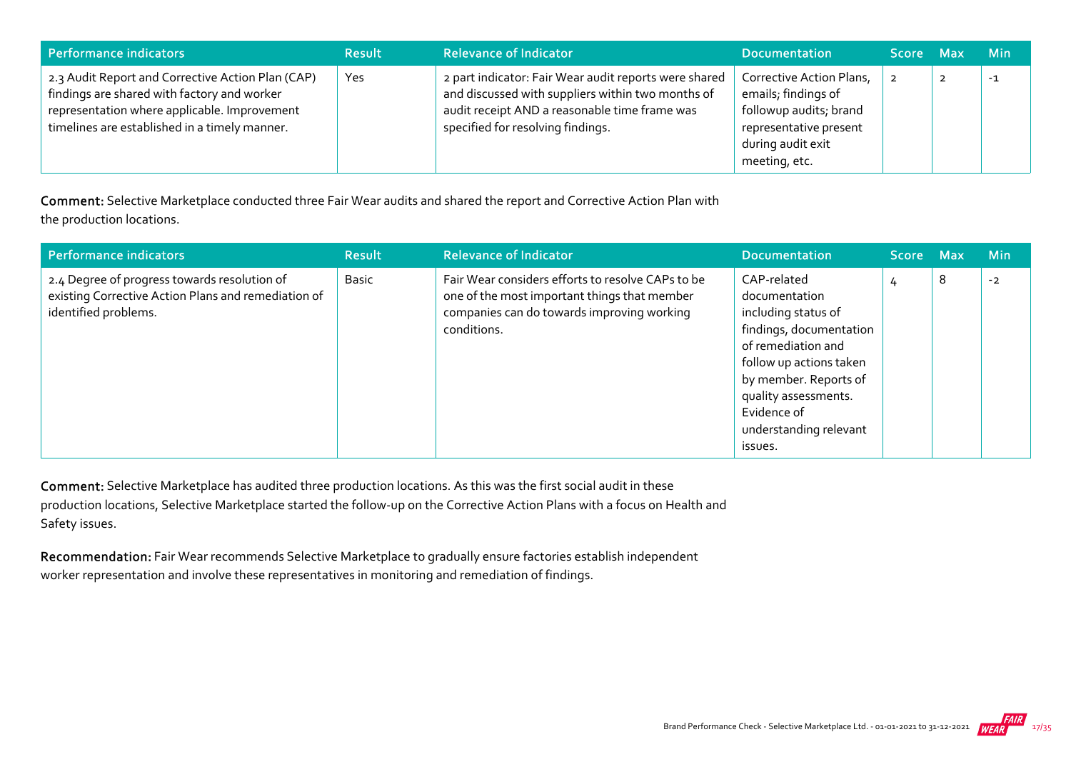| Performance indicators | Result | Relevance of Indicator | Documentation | Score | Max | Min |
|---|---|---|---|---|---|---|
| 2.3 Audit Report and Corrective Action Plan (CAP) findings are shared with factory and worker representation where applicable. Improvement timelines are established in a timely manner. | Yes | 2 part indicator: Fair Wear audit reports were shared and discussed with suppliers within two months of audit receipt AND a reasonable time frame was specified for resolving findings. | Corrective Action Plans, emails; findings of followup audits; brand representative present during audit exit meeting, etc. | 2 | 2 | -1 |

**Comment:** Selective Marketplace conducted three Fair Wear audits and shared the report and Corrective Action Plan with the production locations.

| Performance indicators | Result | Relevance of Indicator | Documentation | Score | Max | Min |
|---|---|---|---|---|---|---|
| 2.4 Degree of progress towards resolution of existing Corrective Action Plans and remediation of identified problems. | Basic | Fair Wear considers efforts to resolve CAPs to be one of the most important things that member companies can do towards improving working conditions. | CAP-related documentation including status of findings, documentation of remediation and follow up actions taken by member. Reports of quality assessments. Evidence of understanding relevant issues. | 4 | 8 | -2 |

**Comment:** Selective Marketplace has audited three production locations. As this was the first social audit in these production locations, Selective Marketplace started the follow-up on the Corrective Action Plans with a focus on Health and Safety issues.

**Recommendation:** Fair Wear recommends Selective Marketplace to gradually ensure factories establish independent worker representation and involve these representatives in monitoring and remediation of findings.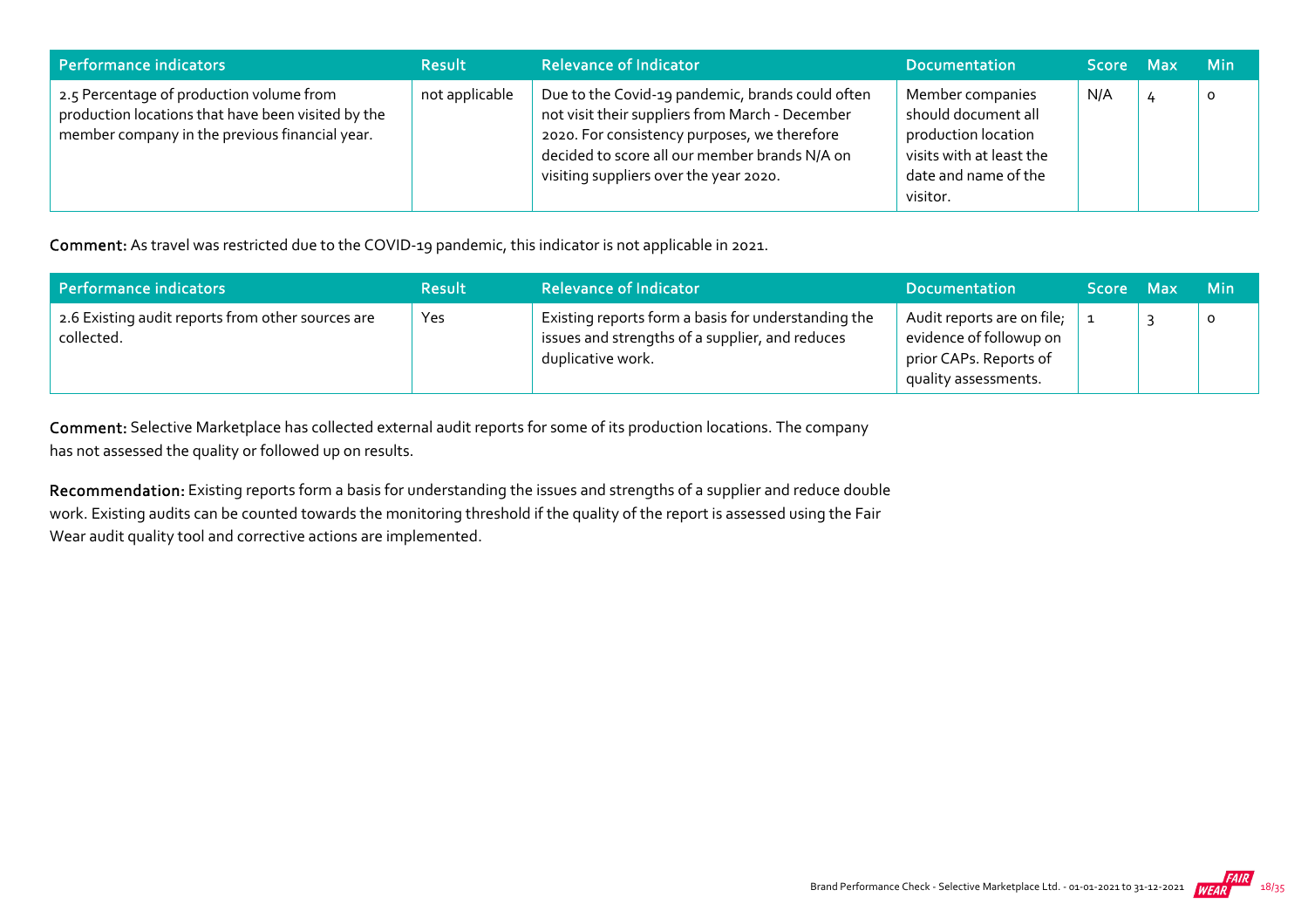| Performance indicators | Result | Relevance of Indicator | Documentation | Score | Max | Min |
|---|---|---|---|---|---|---|
| 2.5 Percentage of production volume from production locations that have been visited by the member company in the previous financial year. | not applicable | Due to the Covid-19 pandemic, brands could often not visit their suppliers from March - December 2020. For consistency purposes, we therefore decided to score all our member brands N/A on visiting suppliers over the year 2020. | Member companies should document all production location visits with at least the date and name of the visitor. | N/A | 4 | 0 |

**Comment:** As travel was restricted due to the COVID-19 pandemic, this indicator is not applicable in 2021.

| Performance indicators | Result | Relevance of Indicator | Documentation | Score | Max | Min |
|---|---|---|---|---|---|---|
| 2.6 Existing audit reports from other sources are collected. | Yes | Existing reports form a basis for understanding the issues and strengths of a supplier, and reduces duplicative work. | Audit reports are on file; evidence of followup on prior CAPs. Reports of quality assessments. | 1 | 3 | 0 |

**Comment:** Selective Marketplace has collected external audit reports for some of its production locations. The company has not assessed the quality or followed up on results.

**Recommendation:** Existing reports form a basis for understanding the issues and strengths of a supplier and reduce double work. Existing audits can be counted towards the monitoring threshold if the quality of the report is assessed using the Fair Wear audit quality tool and corrective actions are implemented.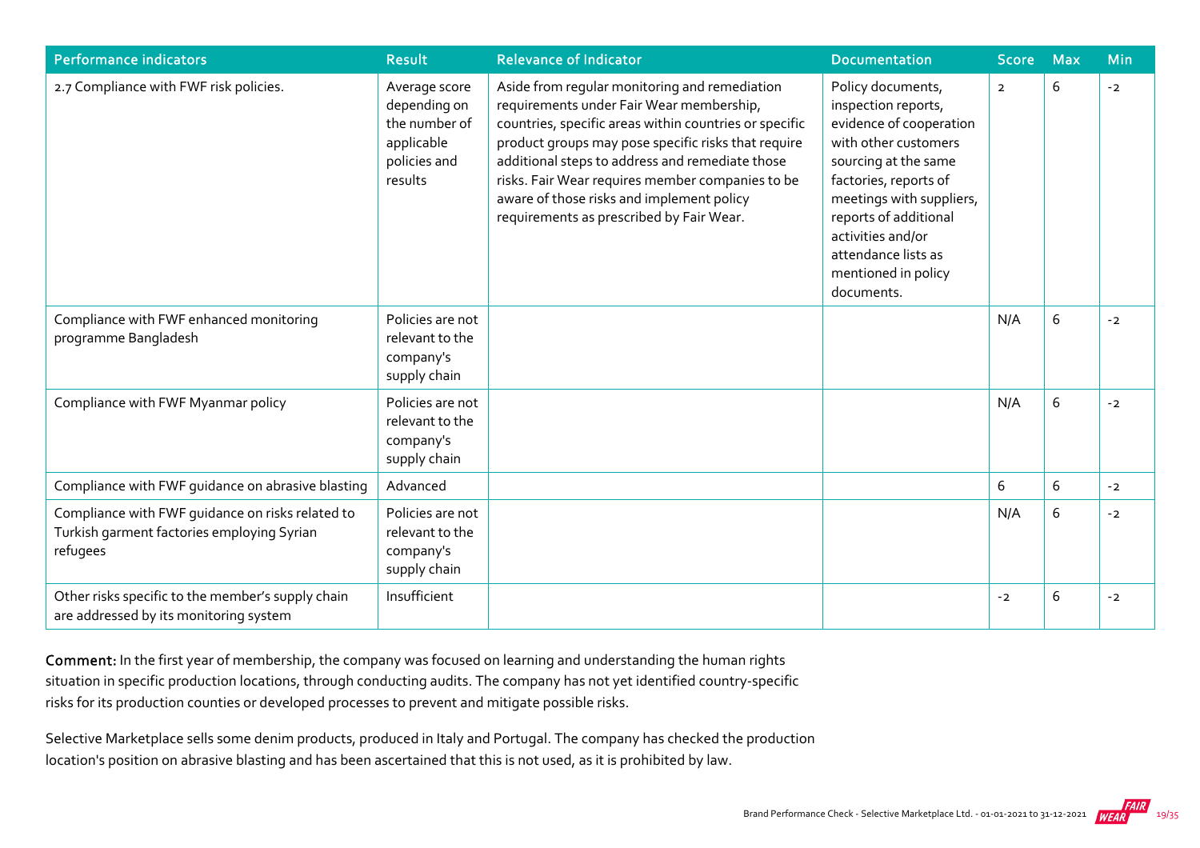| Performance indicators | Result | Relevance of Indicator | Documentation | Score | Max | Min |
| --- | --- | --- | --- | --- | --- | --- |
| 2.7 Compliance with FWF risk policies. | Average score depending on the number of applicable policies and results | Aside from regular monitoring and remediation requirements under Fair Wear membership, countries, specific areas within countries or specific product groups may pose specific risks that require additional steps to address and remediate those risks. Fair Wear requires member companies to be aware of those risks and implement policy requirements as prescribed by Fair Wear. | Policy documents, inspection reports, evidence of cooperation with other customers sourcing at the same factories, reports of meetings with suppliers, reports of additional activities and/or attendance lists as mentioned in policy documents. | 2 | 6 | -2 |
| Compliance with FWF enhanced monitoring programme Bangladesh | Policies are not relevant to the company's supply chain | | | N/A | 6 | -2 |
| Compliance with FWF Myanmar policy | Policies are not relevant to the company's supply chain | | | N/A | 6 | -2 |
| Compliance with FWF guidance on abrasive blasting | Advanced | | | 6 | 6 | -2 |
| Compliance with FWF guidance on risks related to Turkish garment factories employing Syrian refugees | Policies are not relevant to the company's supply chain | | | N/A | 6 | -2 |
| Other risks specific to the member's supply chain are addressed by its monitoring system | Insufficient | | | -2 | 6 | -2 |

**Comment:** In the first year of membership, the company was focused on learning and understanding the human rights situation in specific production locations, through conducting audits. The company has not yet identified country-specific risks for its production counties or developed processes to prevent and mitigate possible risks.

Selective Marketplace sells some denim products, produced in Italy and Portugal. The company has checked the production location's position on abrasive blasting and has been ascertained that this is not used, as it is prohibited by law.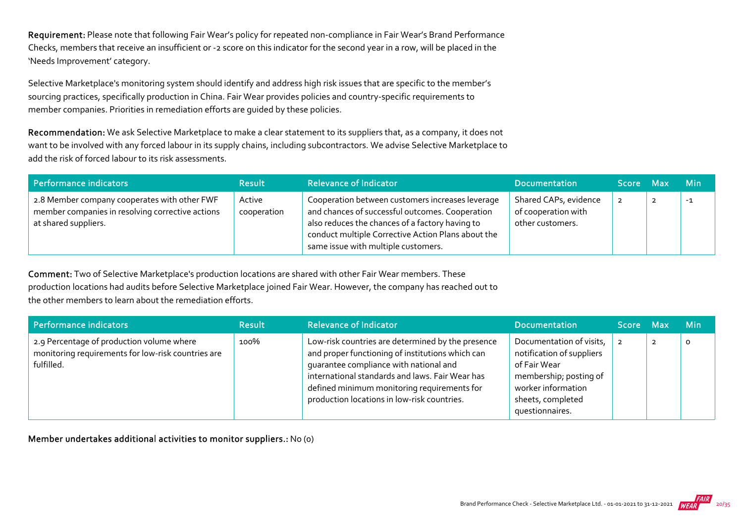**Requirement:** Please note that following Fair Wear's policy for repeated non-compliance in Fair Wear's Brand Performance Checks, members that receive an insufficient or -2 score on this indicator for the second year in a row, will be placed in the 'Needs Improvement' category.

Selective Marketplace's monitoring system should identify and address high risk issues that are specific to the member's sourcing practices, specifically production in China. Fair Wear provides policies and country-specific requirements to member companies. Priorities in remediation efforts are guided by these policies.

**Recommendation:** We ask Selective Marketplace to make a clear statement to its suppliers that, as a company, it does not want to be involved with any forced labour in its supply chains, including subcontractors. We advise Selective Marketplace to add the risk of forced labour to its risk assessments.

| Performance indicators | Result | Relevance of Indicator | Documentation | Score | Max | Min |
|---|---|---|---|---|---|---|
| 2.8 Member company cooperates with other FWF member companies in resolving corrective actions at shared suppliers. | Active cooperation | Cooperation between customers increases leverage and chances of successful outcomes. Cooperation also reduces the chances of a factory having to conduct multiple Corrective Action Plans about the same issue with multiple customers. | Shared CAPs, evidence of cooperation with other customers. | 2 | 2 | -1 |

**Comment:** Two of Selective Marketplace's production locations are shared with other Fair Wear members. These production locations had audits before Selective Marketplace joined Fair Wear. However, the company has reached out to the other members to learn about the remediation efforts.

| Performance indicators | Result | Relevance of Indicator | Documentation | Score | Max | Min |
|---|---|---|---|---|---|---|
| 2.9 Percentage of production volume where monitoring requirements for low-risk countries are fulfilled. | 100% | Low-risk countries are determined by the presence and proper functioning of institutions which can guarantee compliance with national and international standards and laws. Fair Wear has defined minimum monitoring requirements for production locations in low-risk countries. | Documentation of visits, notification of suppliers of Fair Wear membership; posting of worker information sheets, completed questionnaires. | 2 | 2 | 0 |

**Member undertakes additional activities to monitor suppliers.:** No (0)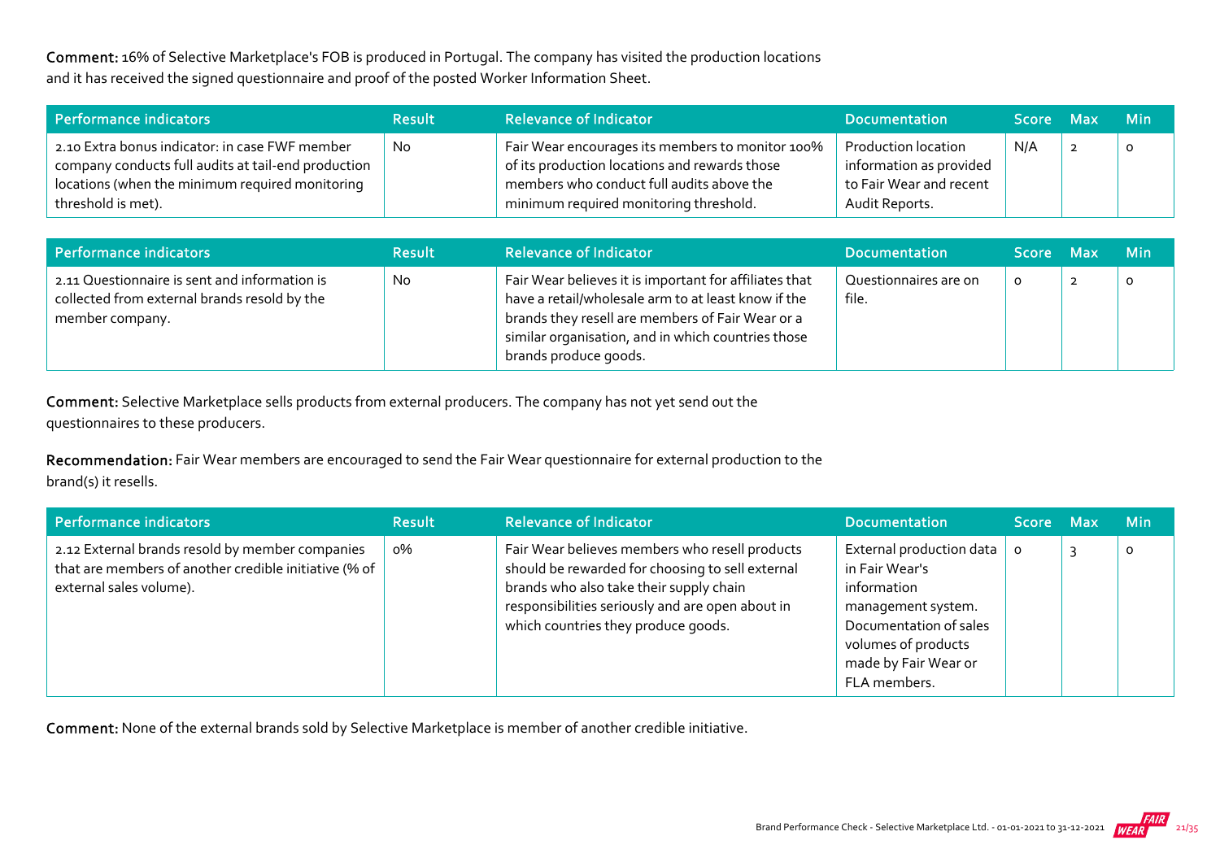**Comment:** 16% of Selective Marketplace's FOB is produced in Portugal. The company has visited the production locations and it has received the signed questionnaire and proof of the posted Worker Information Sheet.

| Performance indicators | Result | Relevance of Indicator | Documentation | Score | Max | Min |
|---|---|---|---|---|---|---|
| 2.10 Extra bonus indicator: in case FWF member company conducts full audits at tail-end production locations (when the minimum required monitoring threshold is met). | No | Fair Wear encourages its members to monitor 100% of its production locations and rewards those members who conduct full audits above the minimum required monitoring threshold. | Production location information as provided to Fair Wear and recent Audit Reports. | N/A | 2 | 0 |

| Performance indicators | Result | Relevance of Indicator | Documentation | Score | Max | Min |
|---|---|---|---|---|---|---|
| 2.11 Questionnaire is sent and information is collected from external brands resold by the member company. | No | Fair Wear believes it is important for affiliates that have a retail/wholesale arm to at least know if the brands they resell are members of Fair Wear or a similar organisation, and in which countries those brands produce goods. | Questionnaires are on file. | 0 | 2 | 0 |

**Comment:** Selective Marketplace sells products from external producers. The company has not yet send out the questionnaires to these producers.

**Recommendation:** Fair Wear members are encouraged to send the Fair Wear questionnaire for external production to the brand(s) it resells.

| Performance indicators | Result | Relevance of Indicator | Documentation | Score | Max | Min |
|---|---|---|---|---|---|---|
| 2.12 External brands resold by member companies that are members of another credible initiative (% of external sales volume). | 0% | Fair Wear believes members who resell products should be rewarded for choosing to sell external brands who also take their supply chain responsibilities seriously and are open about in which countries they produce goods. | External production data in Fair Wear's information management system. Documentation of sales volumes of products made by Fair Wear or FLA members. | 0 | 3 | 0 |

**Comment:** None of the external brands sold by Selective Marketplace is member of another credible initiative.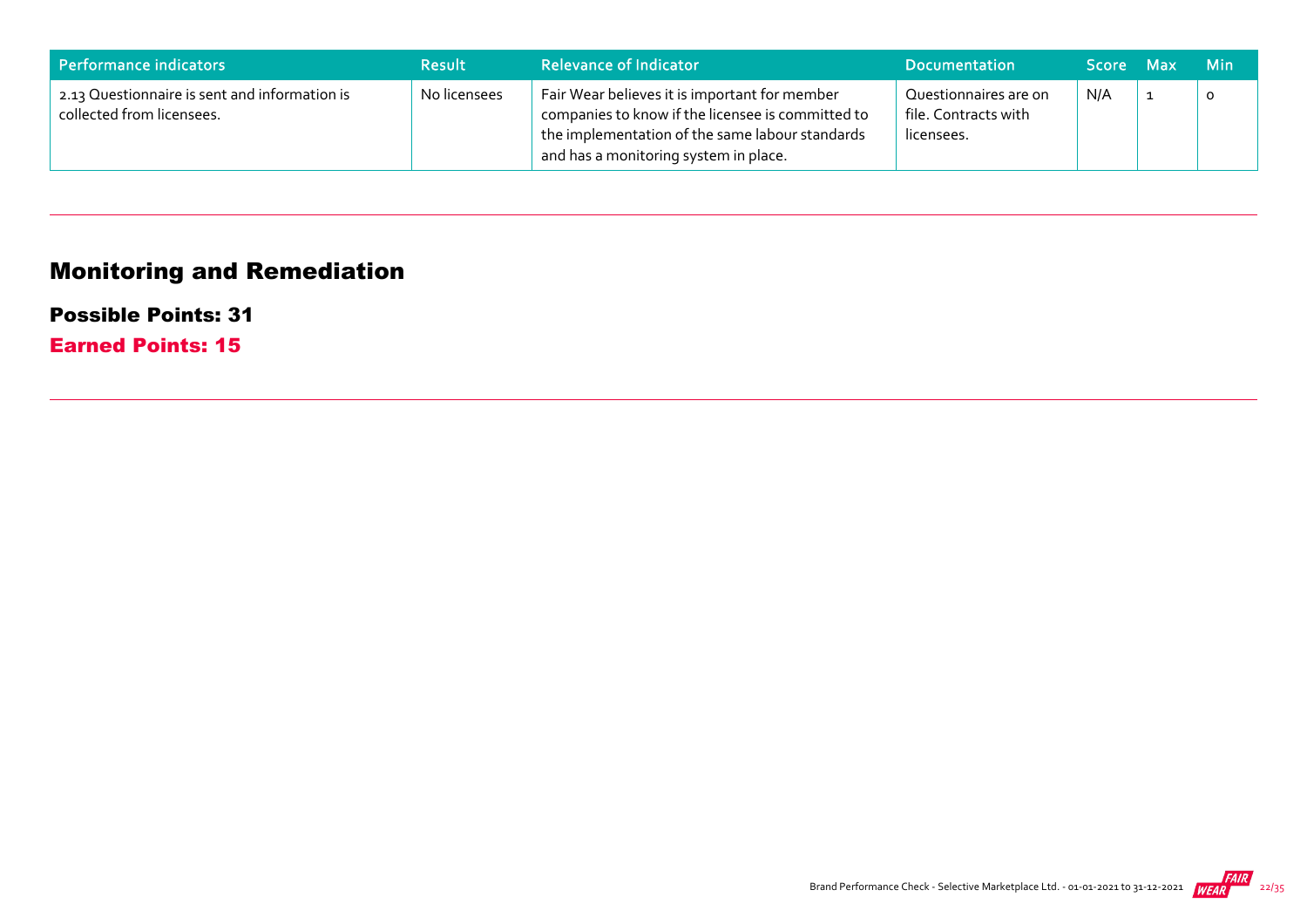| Performance indicators | Result | Relevance of Indicator | Documentation | Score | Max | Min |
| --- | --- | --- | --- | --- | --- | --- |
| 2.13 Questionnaire is sent and information is collected from licensees. | No licensees | Fair Wear believes it is important for member companies to know if the licensee is committed to the implementation of the same labour standards and has a monitoring system in place. | Questionnaires are on file. Contracts with licensees. | N/A | 1 | 0 |

---

## Monitoring and Remediation

### Possible Points: 31

### Earned Points: 15

---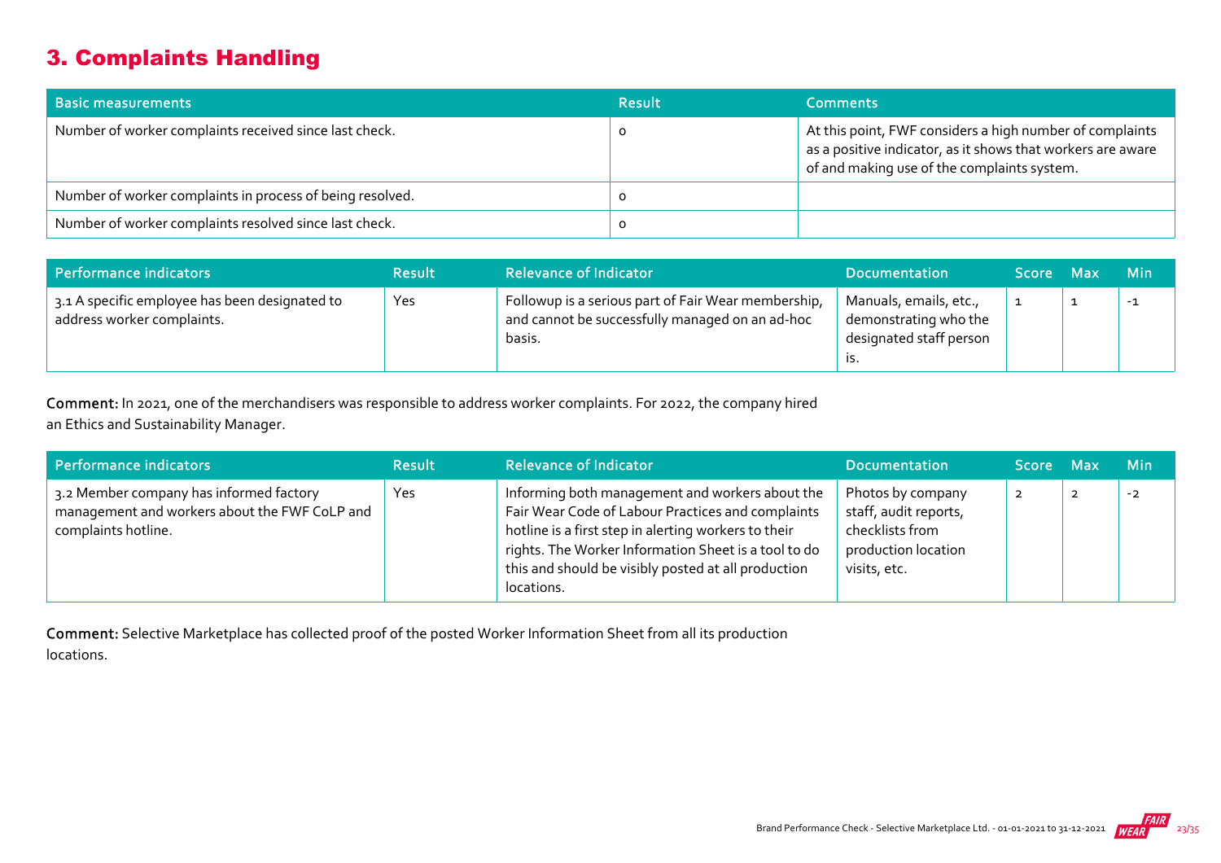## 3. Complaints Handling

| Basic measurements | Result | Comments |
| --- | --- | --- |
| Number of worker complaints received since last check. | 0 | At this point, FWF considers a high number of complaints as a positive indicator, as it shows that workers are aware of and making use of the complaints system. |
| Number of worker complaints in process of being resolved. | 0 | |
| Number of worker complaints resolved since last check. | 0 | |

| Performance indicators | Result | Relevance of Indicator | Documentation | Score | Max | Min |
| --- | --- | --- | --- | --- | --- | --- |
| 3.1 A specific employee has been designated to address worker complaints. | Yes | Followup is a serious part of Fair Wear membership, and cannot be successfully managed on an ad-hoc basis. | Manuals, emails, etc., demonstrating who the designated staff person is. | 1 | 1 | -1 |

**Comment:** In 2021, one of the merchandisers was responsible to address worker complaints. For 2022, the company hired an Ethics and Sustainability Manager.

| Performance indicators | Result | Relevance of Indicator | Documentation | Score | Max | Min |
| --- | --- | --- | --- | --- | --- | --- |
| 3.2 Member company has informed factory management and workers about the FWF CoLP and complaints hotline. | Yes | Informing both management and workers about the Fair Wear Code of Labour Practices and complaints hotline is a first step in alerting workers to their rights. The Worker Information Sheet is a tool to do this and should be visibly posted at all production locations. | Photos by company staff, audit reports, checklists from production location visits, etc. | 2 | 2 | -2 |

**Comment:** Selective Marketplace has collected proof of the posted Worker Information Sheet from all its production locations.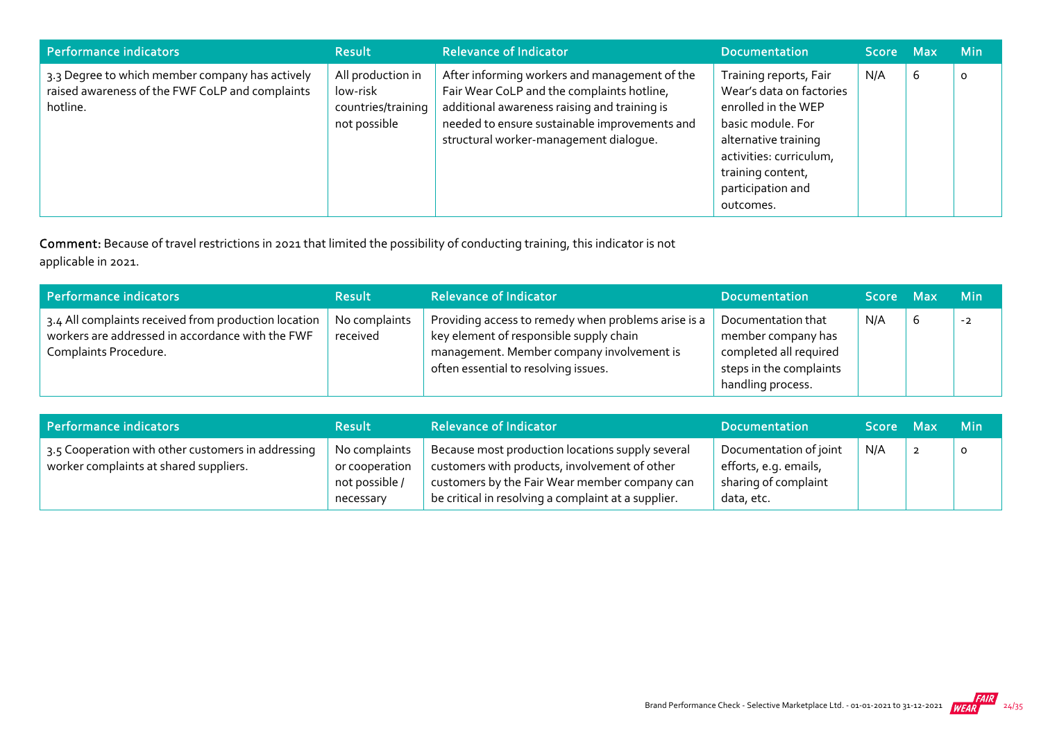| Performance indicators | Result | Relevance of Indicator | Documentation | Score | Max | Min |
| --- | --- | --- | --- | --- | --- | --- |
| 3.3 Degree to which member company has actively raised awareness of the FWF CoLP and complaints hotline. | All production in low-risk countries/training not possible | After informing workers and management of the Fair Wear CoLP and the complaints hotline, additional awareness raising and training is needed to ensure sustainable improvements and structural worker-management dialogue. | Training reports, Fair Wear's data on factories enrolled in the WEP basic module. For alternative training activities: curriculum, training content, participation and outcomes. | N/A | 6 | 0 |

**Comment:** Because of travel restrictions in 2021 that limited the possibility of conducting training, this indicator is not applicable in 2021.

| Performance indicators | Result | Relevance of Indicator | Documentation | Score | Max | Min |
| --- | --- | --- | --- | --- | --- | --- |
| 3.4 All complaints received from production location workers are addressed in accordance with the FWF Complaints Procedure. | No complaints received | Providing access to remedy when problems arise is a key element of responsible supply chain management. Member company involvement is often essential to resolving issues. | Documentation that member company has completed all required steps in the complaints handling process. | N/A | 6 | -2 |

| Performance indicators | Result | Relevance of Indicator | Documentation | Score | Max | Min |
| --- | --- | --- | --- | --- | --- | --- |
| 3.5 Cooperation with other customers in addressing worker complaints at shared suppliers. | No complaints or cooperation not possible / necessary | Because most production locations supply several customers with products, involvement of other customers by the Fair Wear member company can be critical in resolving a complaint at a supplier. | Documentation of joint efforts, e.g. emails, sharing of complaint data, etc. | N/A | 2 | 0 |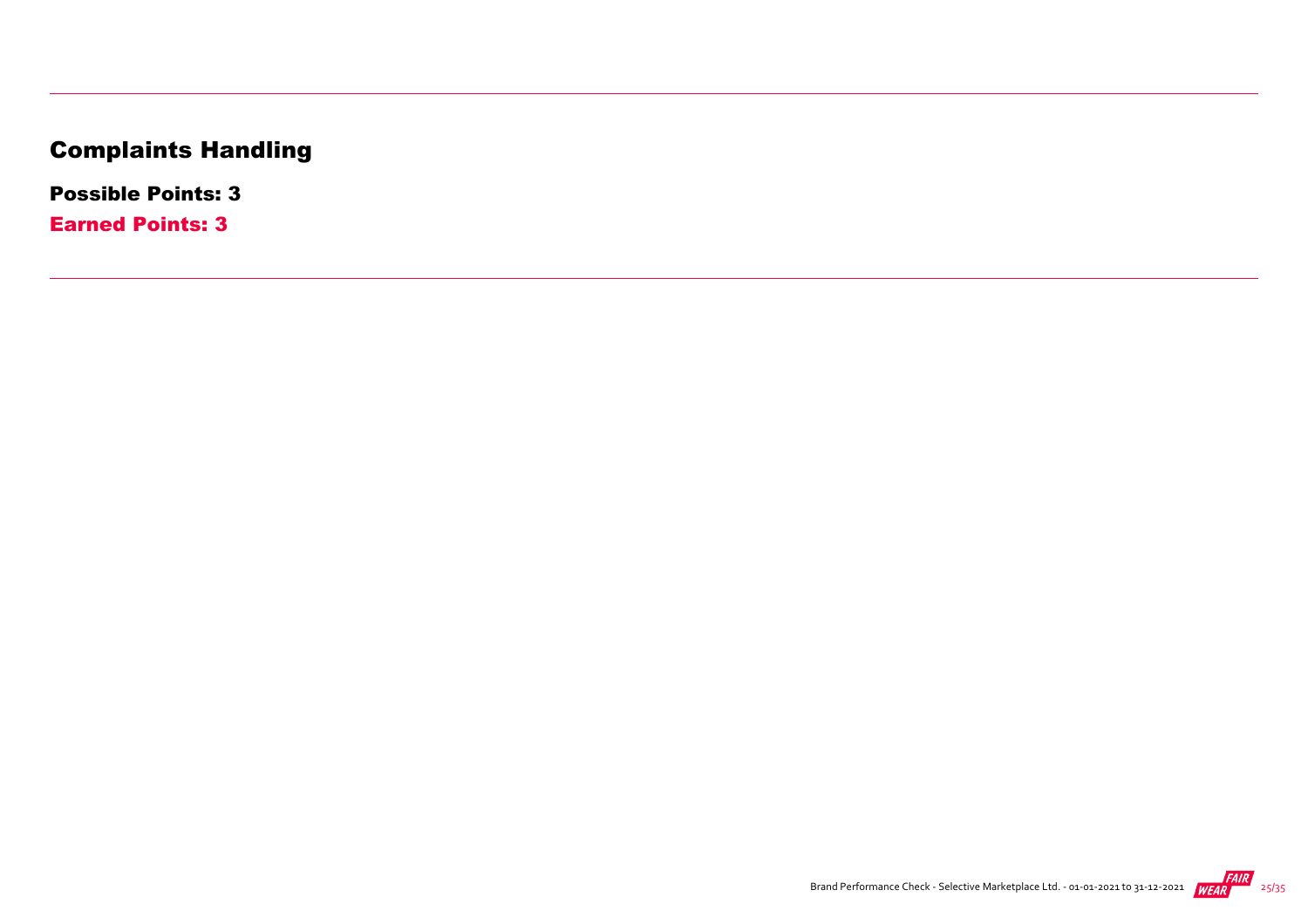# Complaints Handling

**Possible Points: 3**

**Earned Points: 3**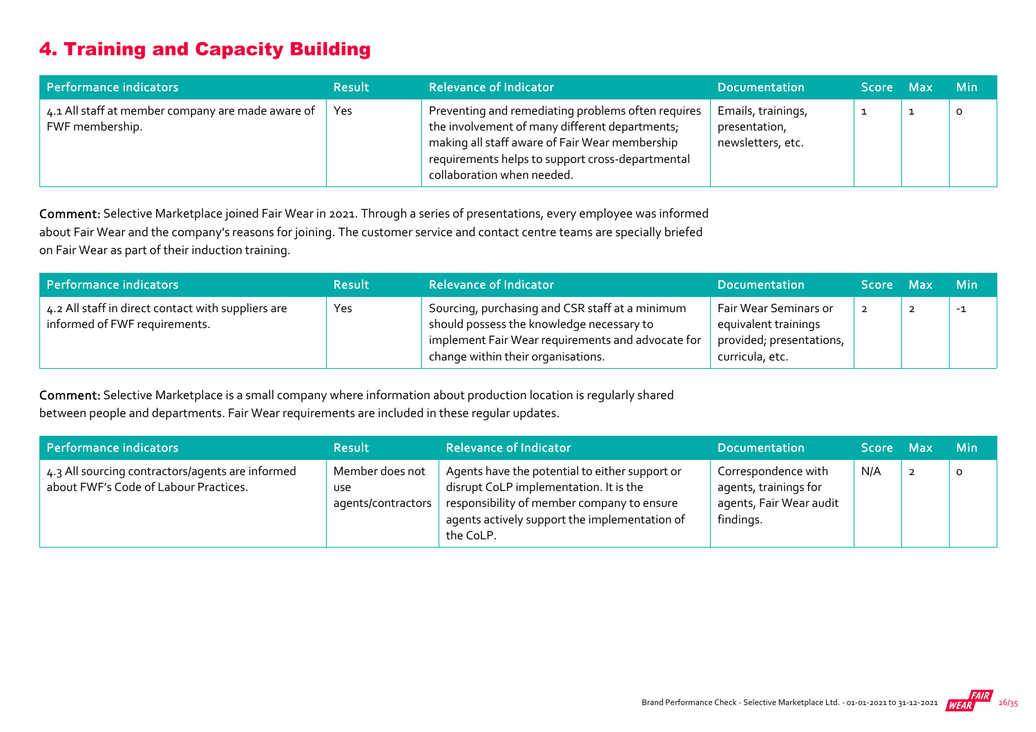## 4. Training and Capacity Building

| Performance indicators | Result | Relevance of Indicator | Documentation | Score | Max | Min |
| --- | --- | --- | --- | --- | --- | --- |
| 4.1 All staff at member company are made aware of FWF membership. | Yes | Preventing and remediating problems often requires the involvement of many different departments; making all staff aware of Fair Wear membership requirements helps to support cross-departmental collaboration when needed. | Emails, trainings, presentation, newsletters, etc. | 1 | 1 | 0 |

**Comment:** Selective Marketplace joined Fair Wear in 2021. Through a series of presentations, every employee was informed about Fair Wear and the company's reasons for joining. The customer service and contact centre teams are specially briefed on Fair Wear as part of their induction training.

| Performance indicators | Result | Relevance of Indicator | Documentation | Score | Max | Min |
| --- | --- | --- | --- | --- | --- | --- |
| 4.2 All staff in direct contact with suppliers are informed of FWF requirements. | Yes | Sourcing, purchasing and CSR staff at a minimum should possess the knowledge necessary to implement Fair Wear requirements and advocate for change within their organisations. | Fair Wear Seminars or equivalent trainings provided; presentations, curricula, etc. | 2 | 2 | -1 |

**Comment:** Selective Marketplace is a small company where information about production location is regularly shared between people and departments. Fair Wear requirements are included in these regular updates.

| Performance indicators | Result | Relevance of Indicator | Documentation | Score | Max | Min |
| --- | --- | --- | --- | --- | --- | --- |
| 4.3 All sourcing contractors/agents are informed about FWF's Code of Labour Practices. | Member does not use agents/contractors | Agents have the potential to either support or disrupt CoLP implementation. It is the responsibility of member company to ensure agents actively support the implementation of the CoLP. | Correspondence with agents, trainings for agents, Fair Wear audit findings. | N/A | 2 | 0 |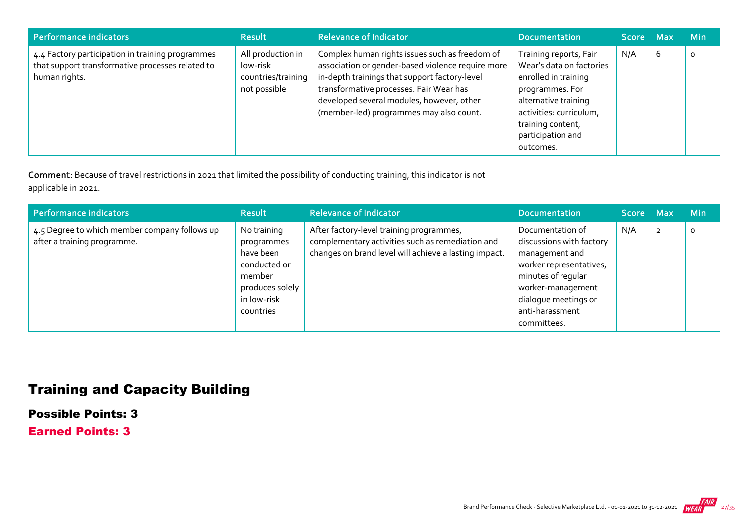| Performance indicators | Result | Relevance of Indicator | Documentation | Score | Max | Min |
|---|---|---|---|---|---|---|
| 4.4 Factory participation in training programmes that support transformative processes related to human rights. | All production in low-risk countries/training not possible | Complex human rights issues such as freedom of association or gender-based violence require more in-depth trainings that support factory-level transformative processes. Fair Wear has developed several modules, however, other (member-led) programmes may also count. | Training reports, Fair Wear's data on factories enrolled in training programmes. For alternative training activities: curriculum, training content, participation and outcomes. | N/A | 6 | 0 |

**Comment:** Because of travel restrictions in 2021 that limited the possibility of conducting training, this indicator is not applicable in 2021.

| Performance indicators | Result | Relevance of Indicator | Documentation | Score | Max | Min |
|---|---|---|---|---|---|---|
| 4.5 Degree to which member company follows up after a training programme. | No training programmes have been conducted or member produces solely in low-risk countries | After factory-level training programmes, complementary activities such as remediation and changes on brand level will achieve a lasting impact. | Documentation of discussions with factory management and worker representatives, minutes of regular worker-management dialogue meetings or anti-harassment committees. | N/A | 2 | 0 |

## Training and Capacity Building

### Possible Points: 3

### Earned Points: 3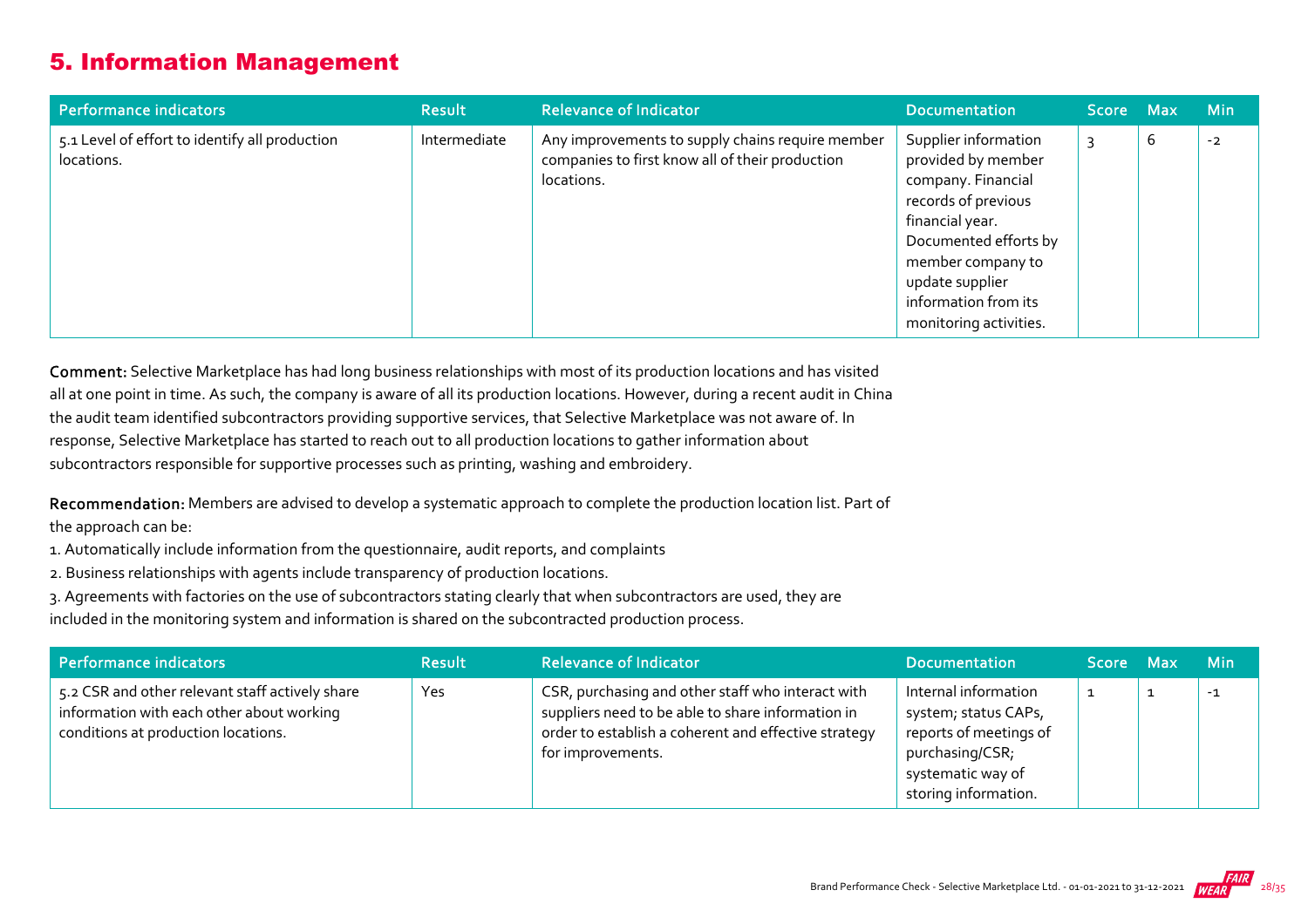## 5. Information Management

| Performance indicators | Result | Relevance of Indicator | Documentation | Score | Max | Min |
|---|---|---|---|---|---|---|
| 5.1 Level of effort to identify all production locations. | Intermediate | Any improvements to supply chains require member companies to first know all of their production locations. | Supplier information provided by member company. Financial records of previous financial year. Documented efforts by member company to update supplier information from its monitoring activities. | 3 | 6 | -2 |

**Comment:** Selective Marketplace has had long business relationships with most of its production locations and has visited all at one point in time. As such, the company is aware of all its production locations. However, during a recent audit in China the audit team identified subcontractors providing supportive services, that Selective Marketplace was not aware of. In response, Selective Marketplace has started to reach out to all production locations to gather information about subcontractors responsible for supportive processes such as printing, washing and embroidery.

**Recommendation:** Members are advised to develop a systematic approach to complete the production location list. Part of the approach can be:

1. Automatically include information from the questionnaire, audit reports, and complaints
2. Business relationships with agents include transparency of production locations.
3. Agreements with factories on the use of subcontractors stating clearly that when subcontractors are used, they are included in the monitoring system and information is shared on the subcontracted production process.

| Performance indicators | Result | Relevance of Indicator | Documentation | Score | Max | Min |
|---|---|---|---|---|---|---|
| 5.2 CSR and other relevant staff actively share information with each other about working conditions at production locations. | Yes | CSR, purchasing and other staff who interact with suppliers need to be able to share information in order to establish a coherent and effective strategy for improvements. | Internal information system; status CAPs, reports of meetings of purchasing/CSR; systematic way of storing information. | 1 | 1 | -1 |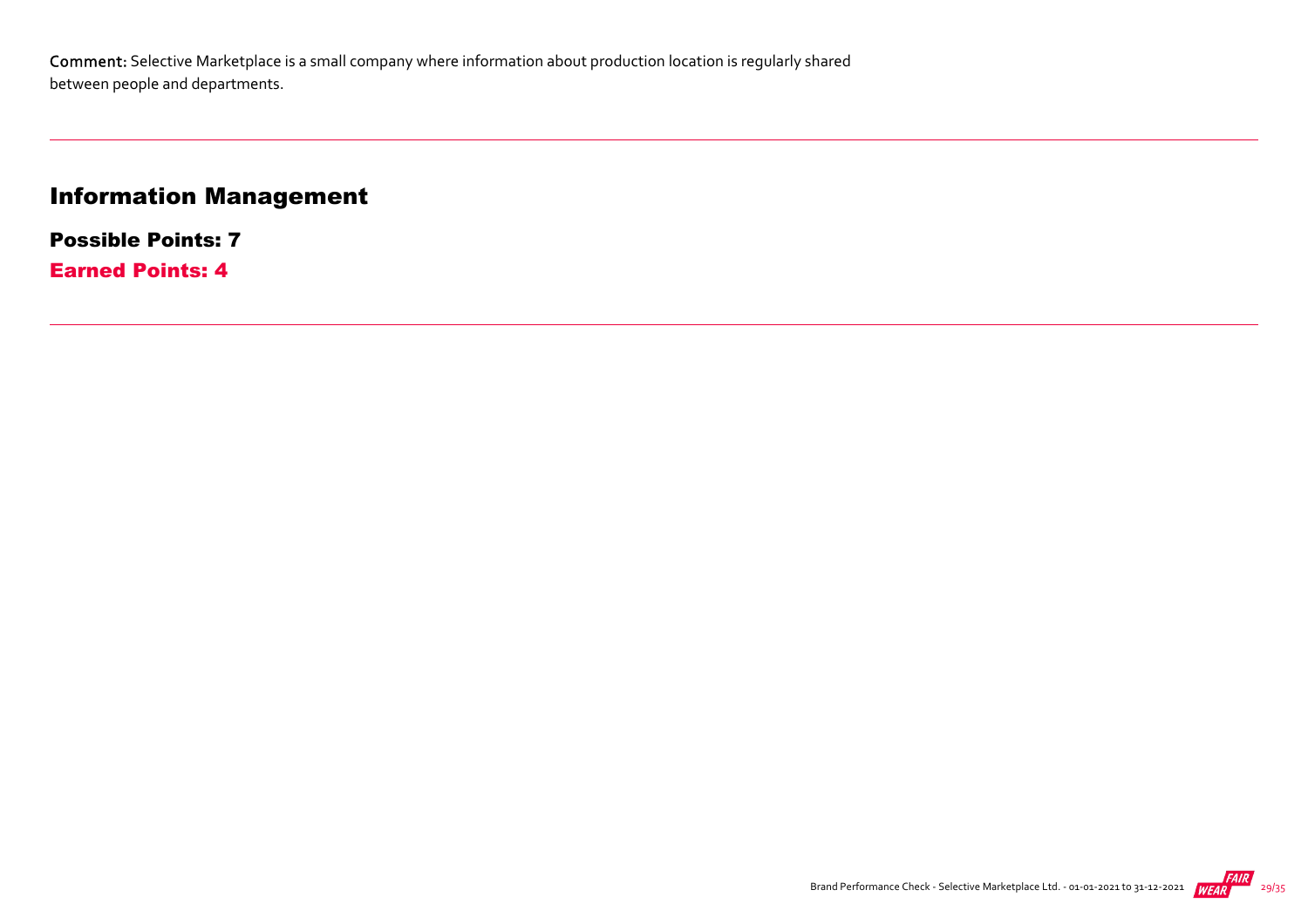**Comment:** Selective Marketplace is a small company where information about production location is regularly shared between people and departments.

## Information Management

**Possible Points: 7**

**Earned Points: 4**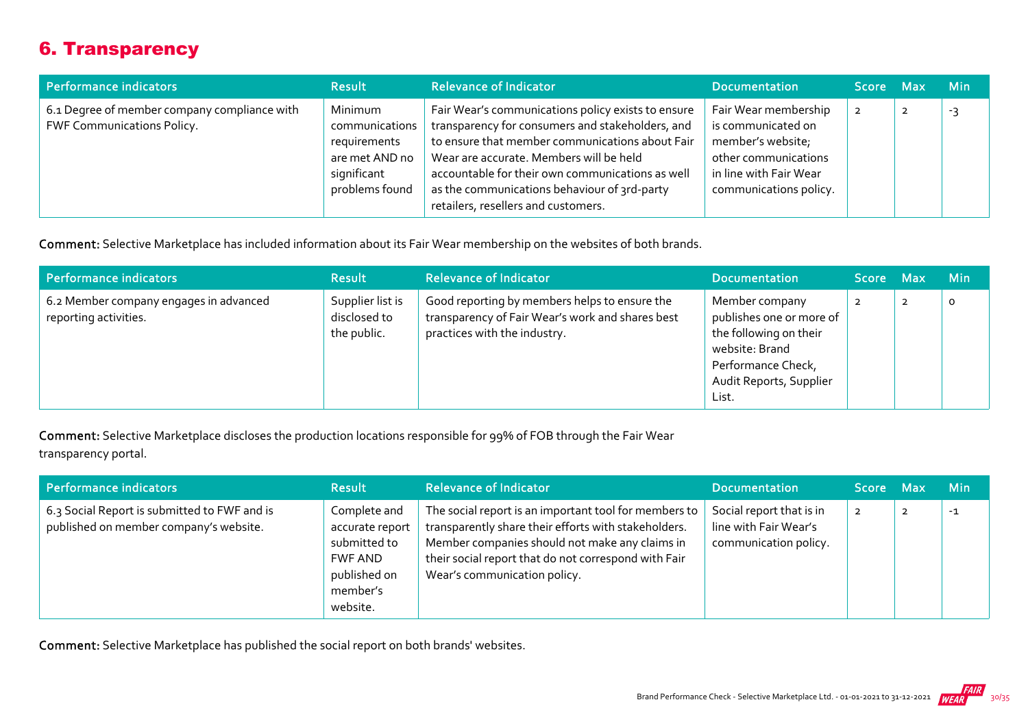## 6. Transparency

| Performance indicators | Result | Relevance of Indicator | Documentation | Score | Max | Min |
|---|---|---|---|---|---|---|
| 6.1 Degree of member company compliance with FWF Communications Policy. | Minimum communications requirements are met AND no significant problems found | Fair Wear's communications policy exists to ensure transparency for consumers and stakeholders, and to ensure that member communications about Fair Wear are accurate. Members will be held accountable for their own communications as well as the communications behaviour of 3rd-party retailers, resellers and customers. | Fair Wear membership is communicated on member's website; other communications in line with Fair Wear communications policy. | 2 | 2 | -3 |

**Comment:** Selective Marketplace has included information about its Fair Wear membership on the websites of both brands.

| Performance indicators | Result | Relevance of Indicator | Documentation | Score | Max | Min |
|---|---|---|---|---|---|---|
| 6.2 Member company engages in advanced reporting activities. | Supplier list is disclosed to the public. | Good reporting by members helps to ensure the transparency of Fair Wear's work and shares best practices with the industry. | Member company publishes one or more of the following on their website: Brand Performance Check, Audit Reports, Supplier List. | 2 | 2 | 0 |

**Comment:** Selective Marketplace discloses the production locations responsible for 99% of FOB through the Fair Wear transparency portal.

| Performance indicators | Result | Relevance of Indicator | Documentation | Score | Max | Min |
|---|---|---|---|---|---|---|
| 6.3 Social Report is submitted to FWF and is published on member company's website. | Complete and accurate report submitted to FWF AND published on member's website. | The social report is an important tool for members to transparently share their efforts with stakeholders. Member companies should not make any claims in their social report that do not correspond with Fair Wear's communication policy. | Social report that is in line with Fair Wear's communication policy. | 2 | 2 | -1 |

**Comment:** Selective Marketplace has published the social report on both brands' websites.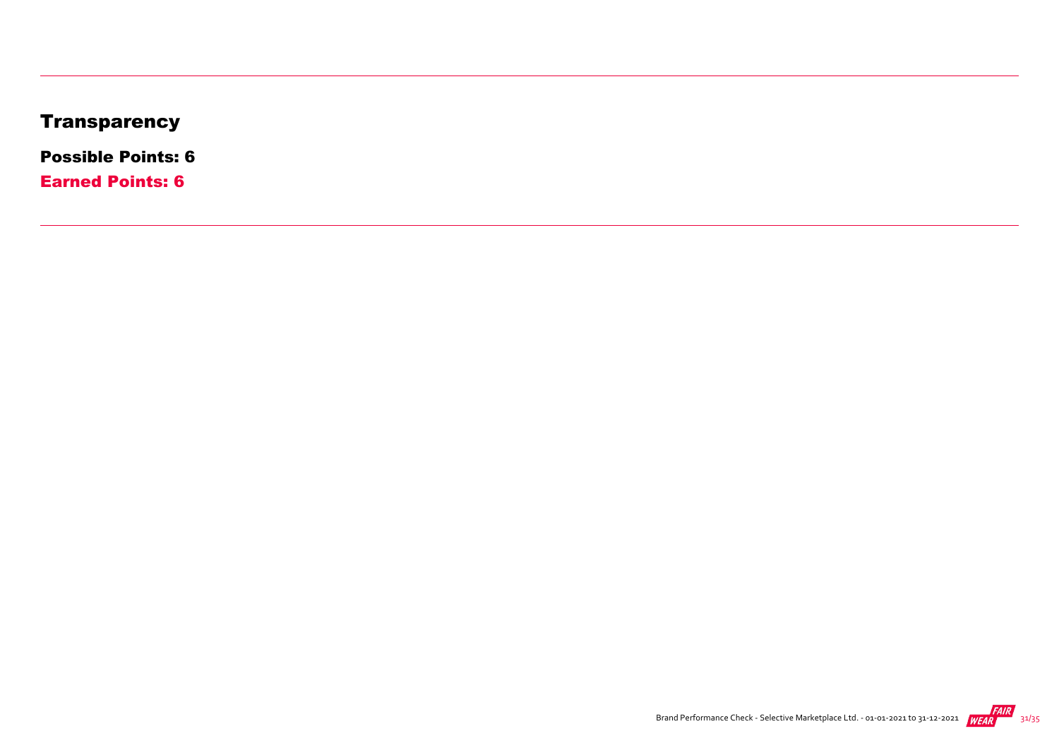# Transparency

**Possible Points: 6**

**Earned Points: 6**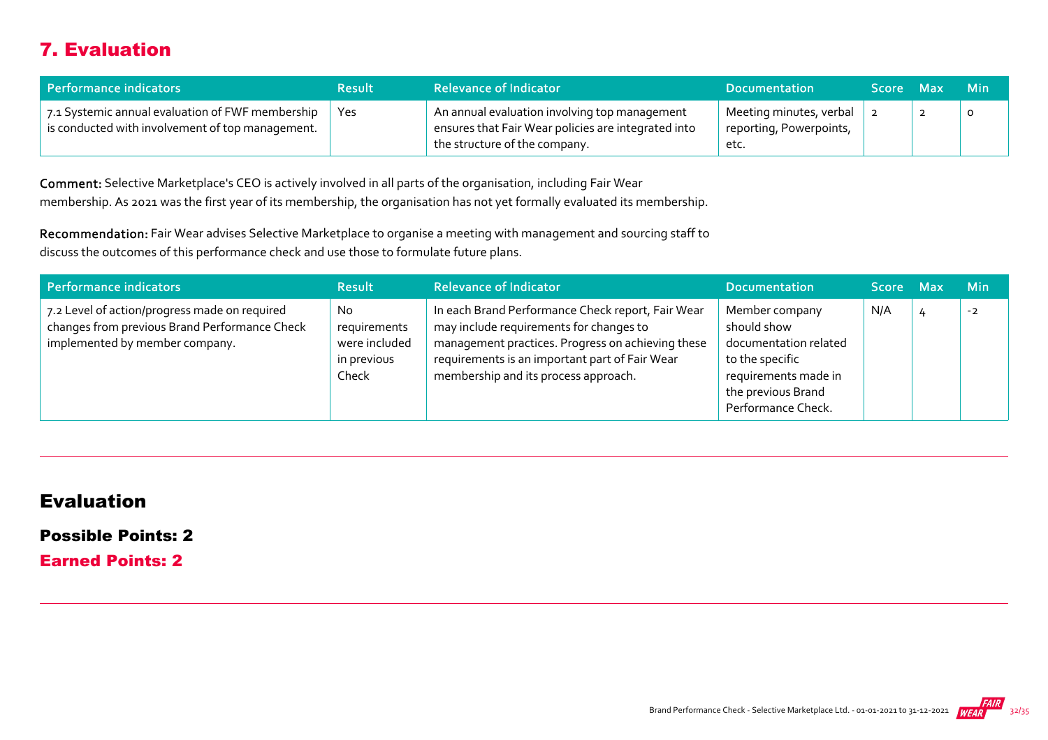## 7. Evaluation

| Performance indicators | Result | Relevance of Indicator | Documentation | Score | Max | Min |
|---|---|---|---|---|---|---|
| 7.1 Systemic annual evaluation of FWF membership is conducted with involvement of top management. | Yes | An annual evaluation involving top management ensures that Fair Wear policies are integrated into the structure of the company. | Meeting minutes, verbal reporting, Powerpoints, etc. | 2 | 2 | 0 |

**Comment:** Selective Marketplace's CEO is actively involved in all parts of the organisation, including Fair Wear membership. As 2021 was the first year of its membership, the organisation has not yet formally evaluated its membership.

**Recommendation:** Fair Wear advises Selective Marketplace to organise a meeting with management and sourcing staff to discuss the outcomes of this performance check and use those to formulate future plans.

| Performance indicators | Result | Relevance of Indicator | Documentation | Score | Max | Min |
|---|---|---|---|---|---|---|
| 7.2 Level of action/progress made on required changes from previous Brand Performance Check implemented by member company. | No requirements were included in previous Check | In each Brand Performance Check report, Fair Wear may include requirements for changes to management practices. Progress on achieving these requirements is an important part of Fair Wear membership and its process approach. | Member company should show documentation related to the specific requirements made in the previous Brand Performance Check. | N/A | 4 | -2 |

## Evaluation

### Possible Points: 2

### Earned Points: 2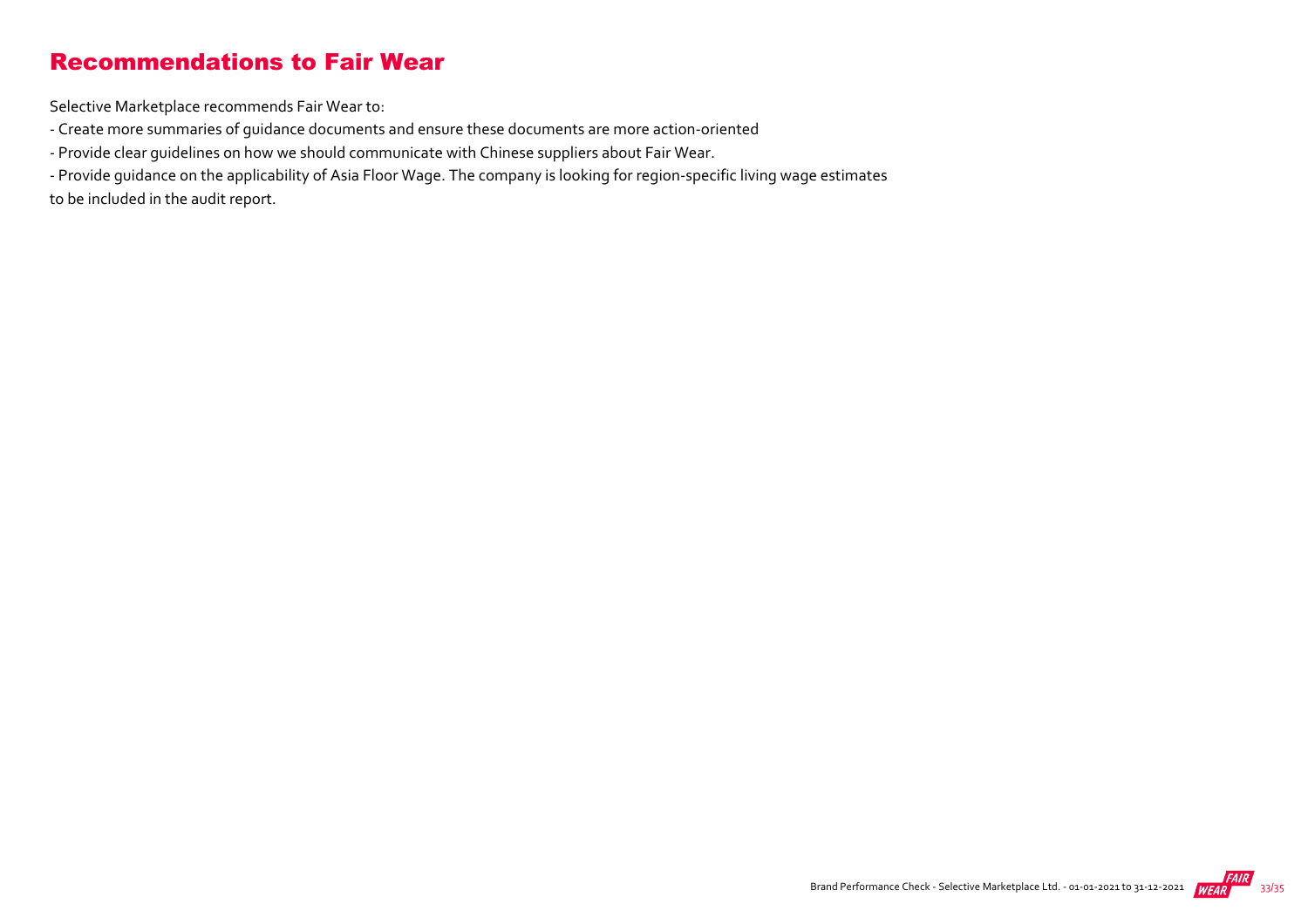# Recommendations to Fair Wear

Selective Marketplace recommends Fair Wear to:

- Create more summaries of guidance documents and ensure these documents are more action-oriented
- Provide clear guidelines on how we should communicate with Chinese suppliers about Fair Wear.
- Provide guidance on the applicability of Asia Floor Wage. The company is looking for region-specific living wage estimates to be included in the audit report.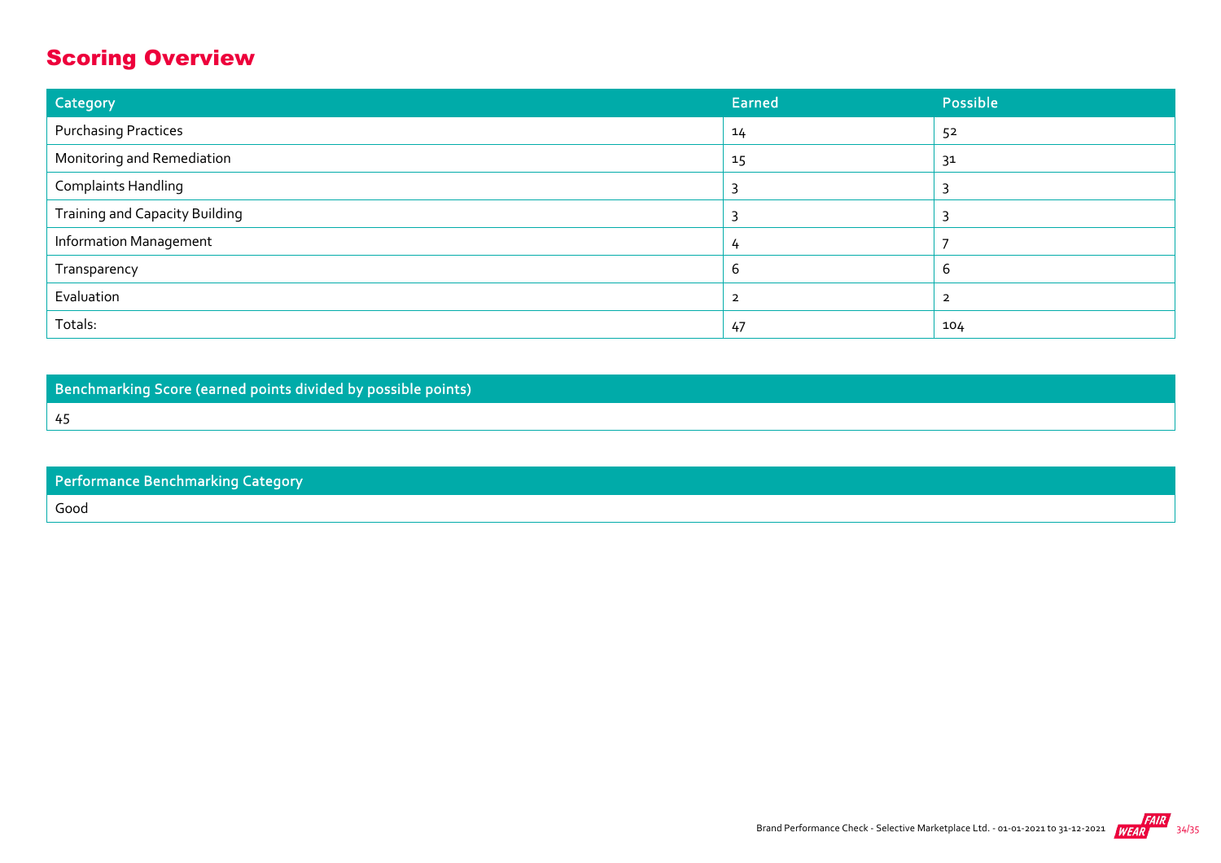## Scoring Overview

| Category | Earned | Possible |
|---|---|---|
| Purchasing Practices | 14 | 52 |
| Monitoring and Remediation | 15 | 31 |
| Complaints Handling | 3 | 3 |
| Training and Capacity Building | 3 | 3 |
| Information Management | 4 | 7 |
| Transparency | 6 | 6 |
| Evaluation | 2 | 2 |
| Totals: | 47 | 104 |

| Benchmarking Score (earned points divided by possible points) |
|---|
| 45 |

| Performance Benchmarking Category |
|---|
| Good |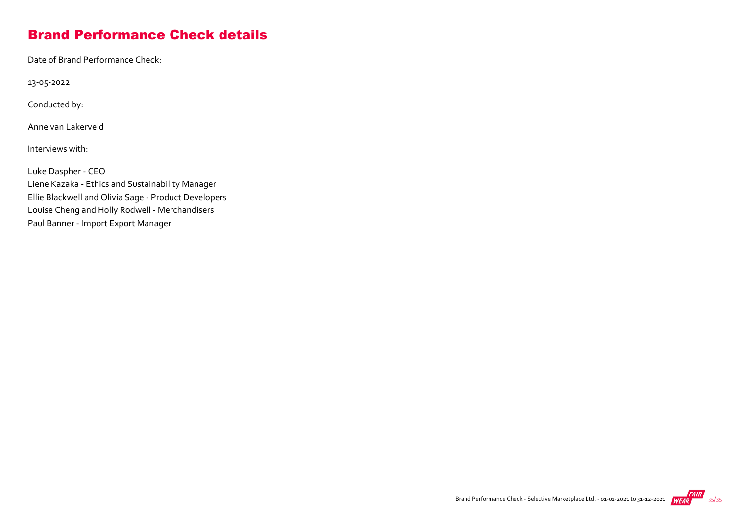## Brand Performance Check details

Date of Brand Performance Check:

13-05-2022

Conducted by:

Anne van Lakerveld

Interviews with:

Luke Daspher - CEO
Liene Kazaka - Ethics and Sustainability Manager
Ellie Blackwell and Olivia Sage - Product Developers
Louise Cheng and Holly Rodwell - Merchandisers
Paul Banner - Import Export Manager